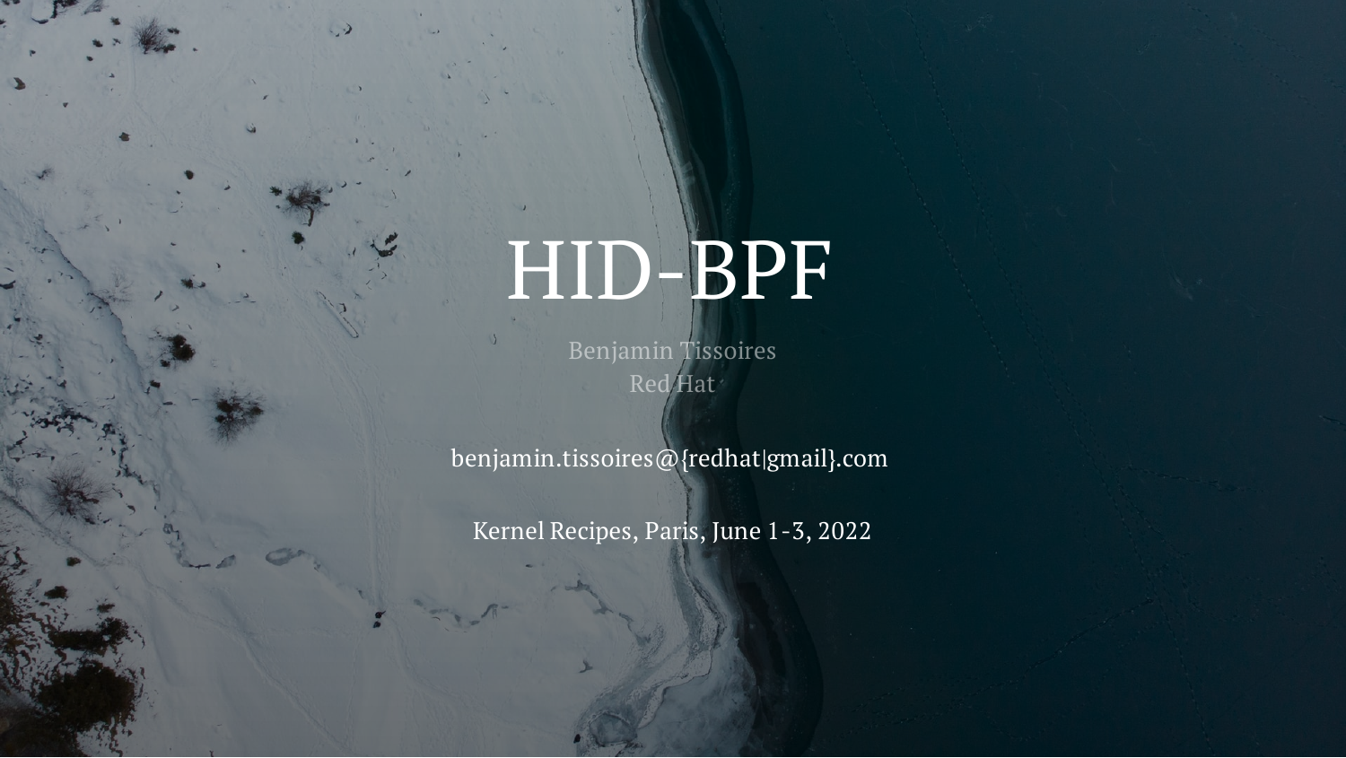# HID-BPF

Benjamin Tissoires
Red Hat

benjamin.tissoires@{redhat|gmail}.com

Kernel Recipes, Paris, June 1-3, 2022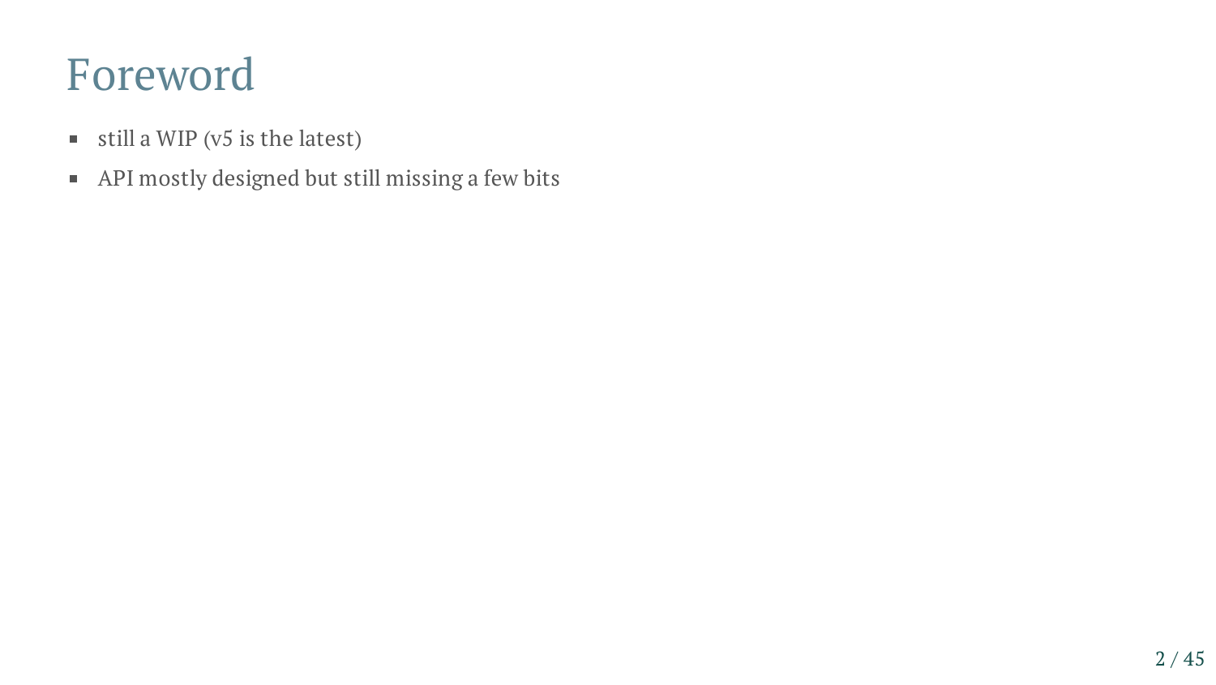# Foreword

- still a WIP (v5 is the latest)
- API mostly designed but still missing a few bits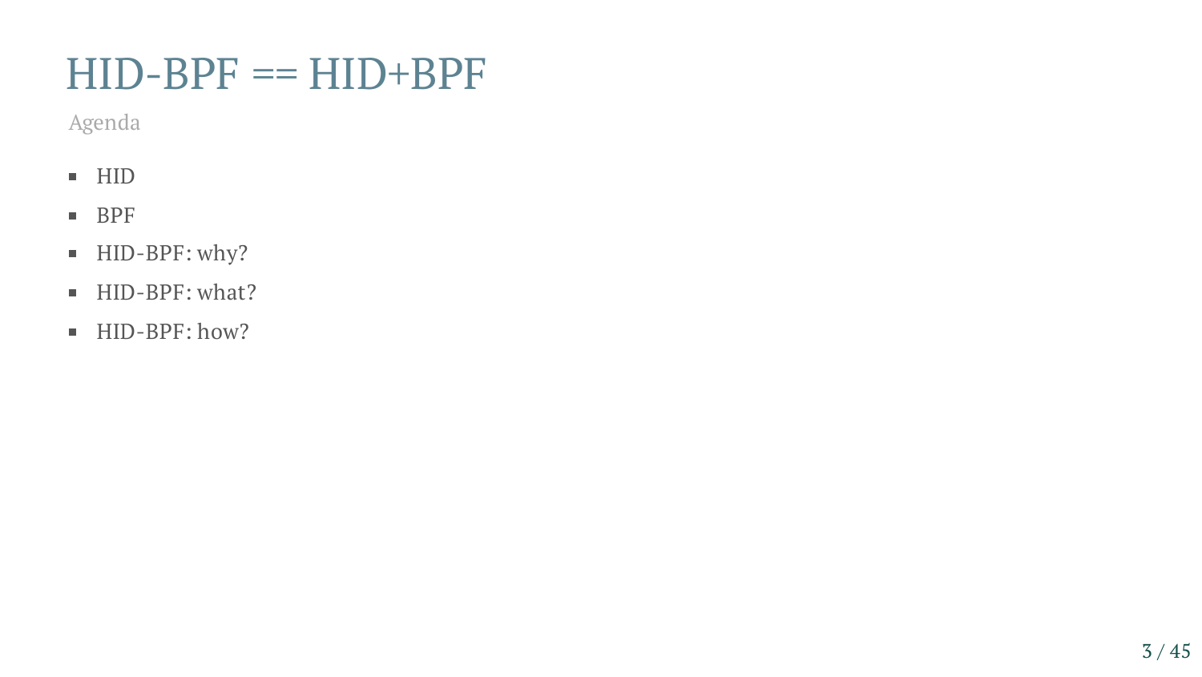# HID-BPF == HID+BPF

Agenda

- HID
- BPF
- HID-BPF: why?
- HID-BPF: what?
- HID-BPF: how?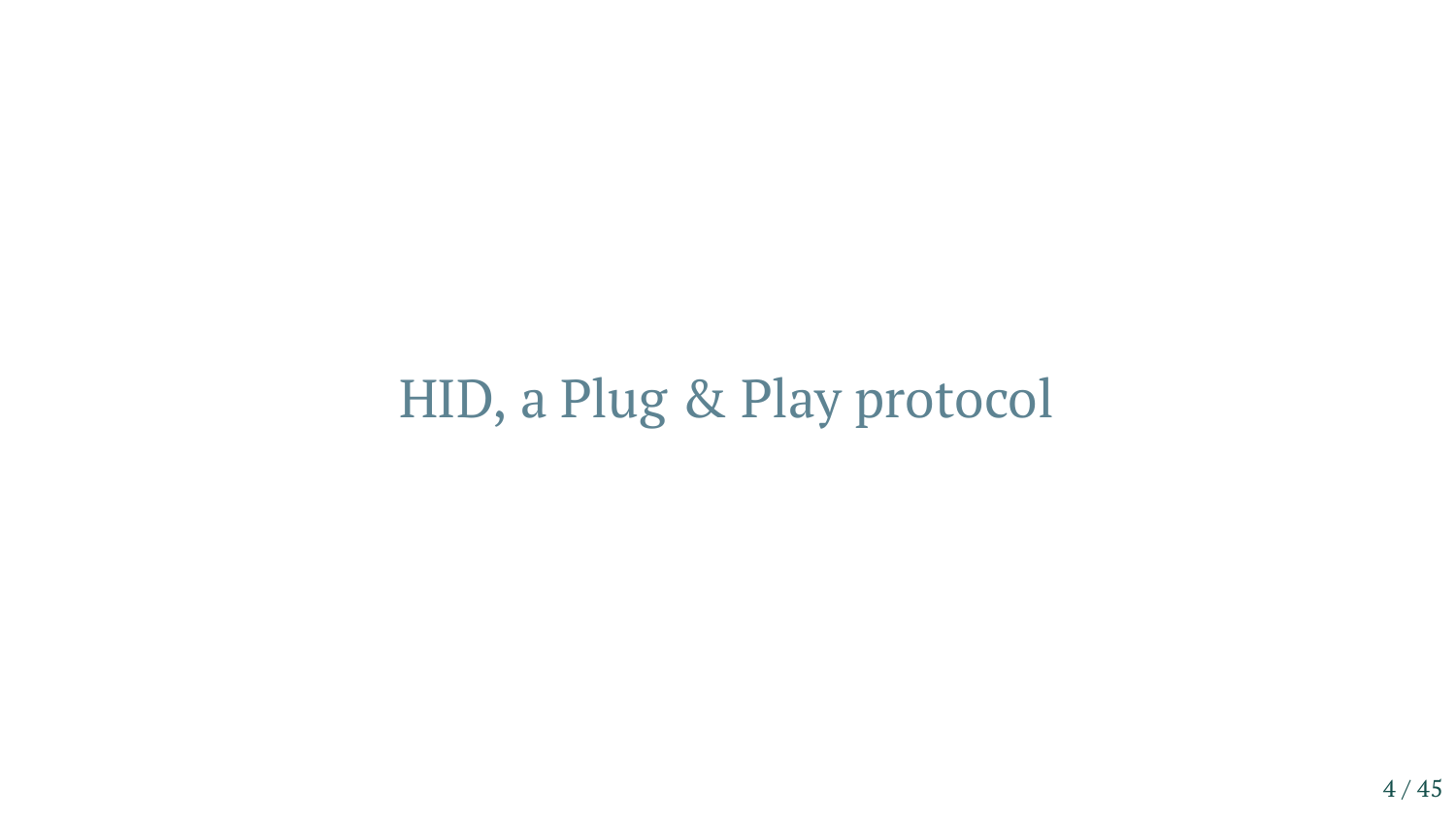# HID, a Plug & Play protocol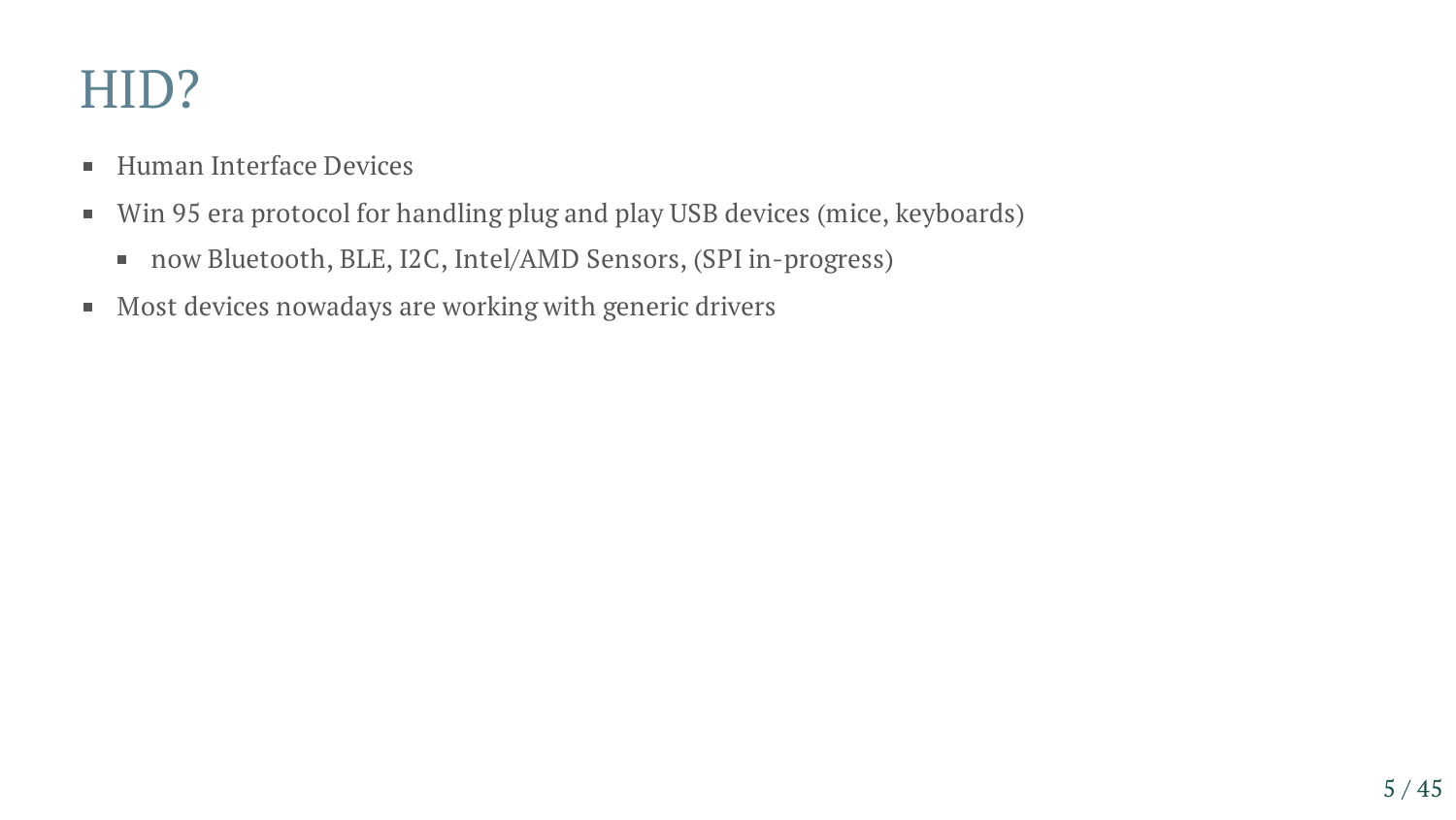# HID?

- Human Interface Devices
- Win 95 era protocol for handling plug and play USB devices (mice, keyboards)
  - now Bluetooth, BLE, I2C, Intel/AMD Sensors, (SPI in-progress)
- Most devices nowadays are working with generic drivers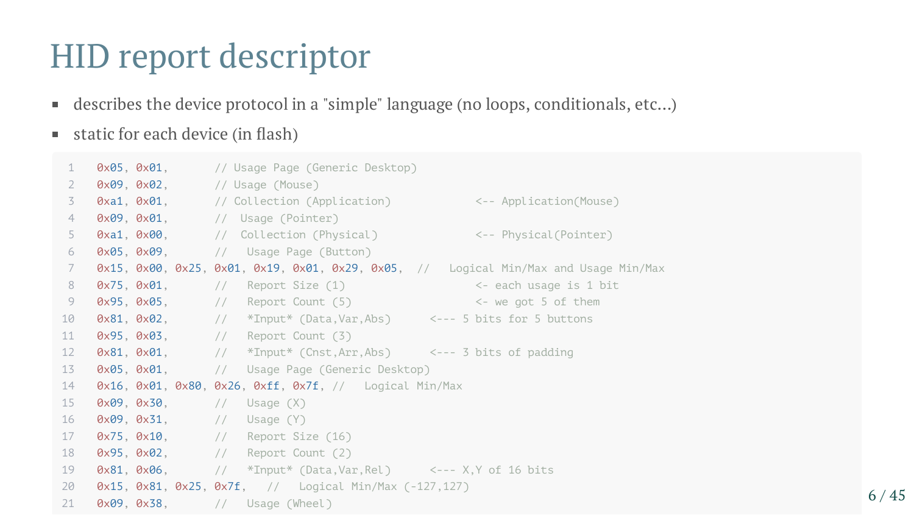# HID report descriptor

- describes the device protocol in a "simple" language (no loops, conditionals, etc...)
- static for each device (in flash)

```
 1  0x05, 0x01,       // Usage Page (Generic Desktop)
 2  0x09, 0x02,       // Usage (Mouse)
 3  0xa1, 0x01,       // Collection (Application)            <-- Application(Mouse)
 4  0x09, 0x01,       //  Usage (Pointer)
 5  0xa1, 0x00,       //  Collection (Physical)              <-- Physical(Pointer)
 6  0x05, 0x09,       //   Usage Page (Button)
 7  0x15, 0x00, 0x25, 0x01, 0x19, 0x01, 0x29, 0x05,  //   Logical Min/Max and Usage Min/Max
 8  0x75, 0x01,       //   Report Size (1)                   <- each usage is 1 bit
 9  0x95, 0x05,       //   Report Count (5)                  <- we got 5 of them
10  0x81, 0x02,       //   *Input* (Data,Var,Abs)      <--- 5 bits for 5 buttons
11  0x95, 0x03,       //   Report Count (3)
12  0x81, 0x01,       //   *Input* (Cnst,Arr,Abs)      <--- 3 bits of padding
13  0x05, 0x01,       //   Usage Page (Generic Desktop)
14  0x16, 0x01, 0x80, 0x26, 0xff, 0x7f, //   Logical Min/Max
15  0x09, 0x30,       //   Usage (X)
16  0x09, 0x31,       //   Usage (Y)
17  0x75, 0x10,       //   Report Size (16)
18  0x95, 0x02,       //   Report Count (2)
19  0x81, 0x06,       //   *Input* (Data,Var,Rel)      <--- X,Y of 16 bits
20  0x15, 0x81, 0x25, 0x7f,   //   Logical Min/Max (-127,127)
21  0x09, 0x38,       //   Usage (Wheel)
```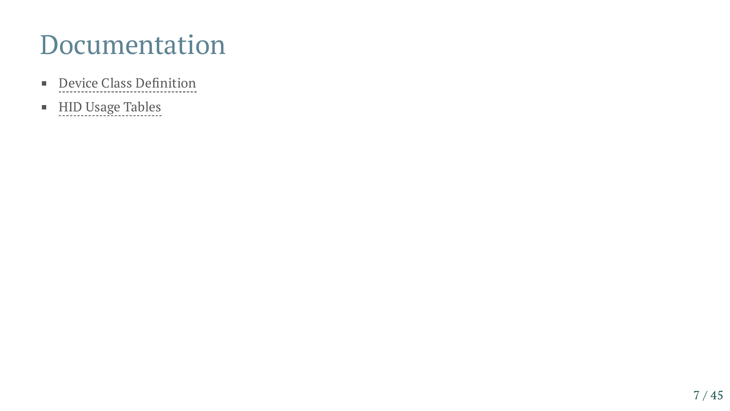# Documentation

- Device Class Definition
- HID Usage Tables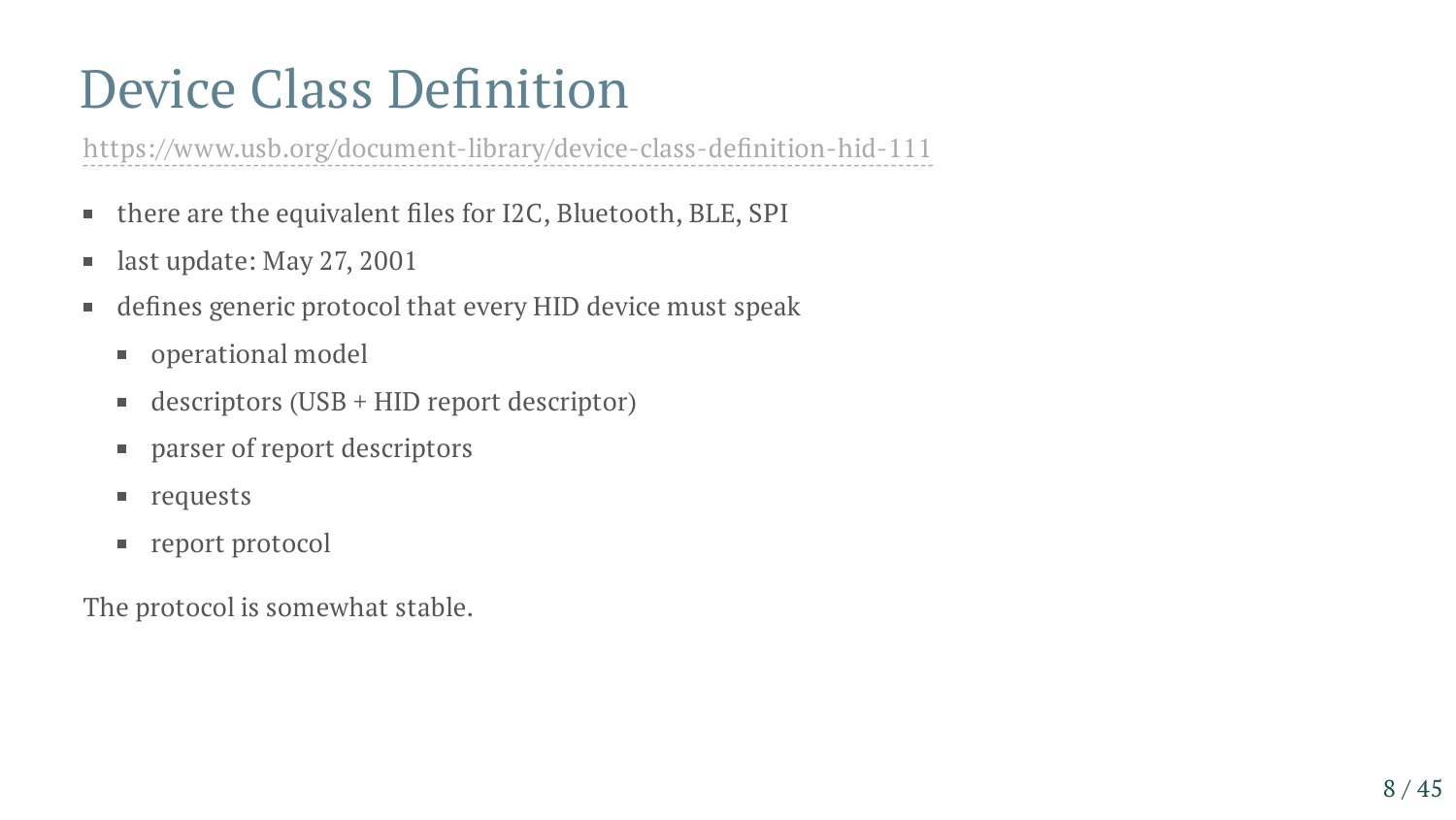# Device Class Definition

https://www.usb.org/document-library/device-class-definition-hid-111

- there are the equivalent files for I2C, Bluetooth, BLE, SPI
- last update: May 27, 2001
- defines generic protocol that every HID device must speak
  - operational model
  - descriptors (USB + HID report descriptor)
  - parser of report descriptors
  - requests
  - report protocol

The protocol is somewhat stable.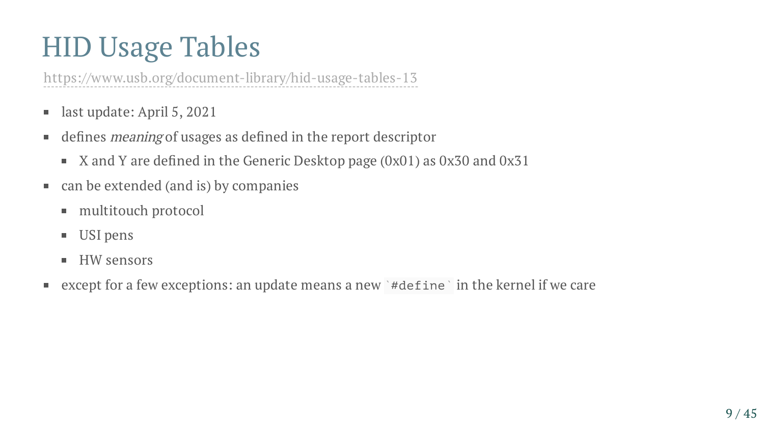# HID Usage Tables

https://www.usb.org/document-library/hid-usage-tables-13

- last update: April 5, 2021
- defines *meaning* of usages as defined in the report descriptor
  - X and Y are defined in the Generic Desktop page (0x01) as 0x30 and 0x31
- can be extended (and is) by companies
  - multitouch protocol
  - USI pens
  - HW sensors
- except for a few exceptions: an update means a new `#define` in the kernel if we care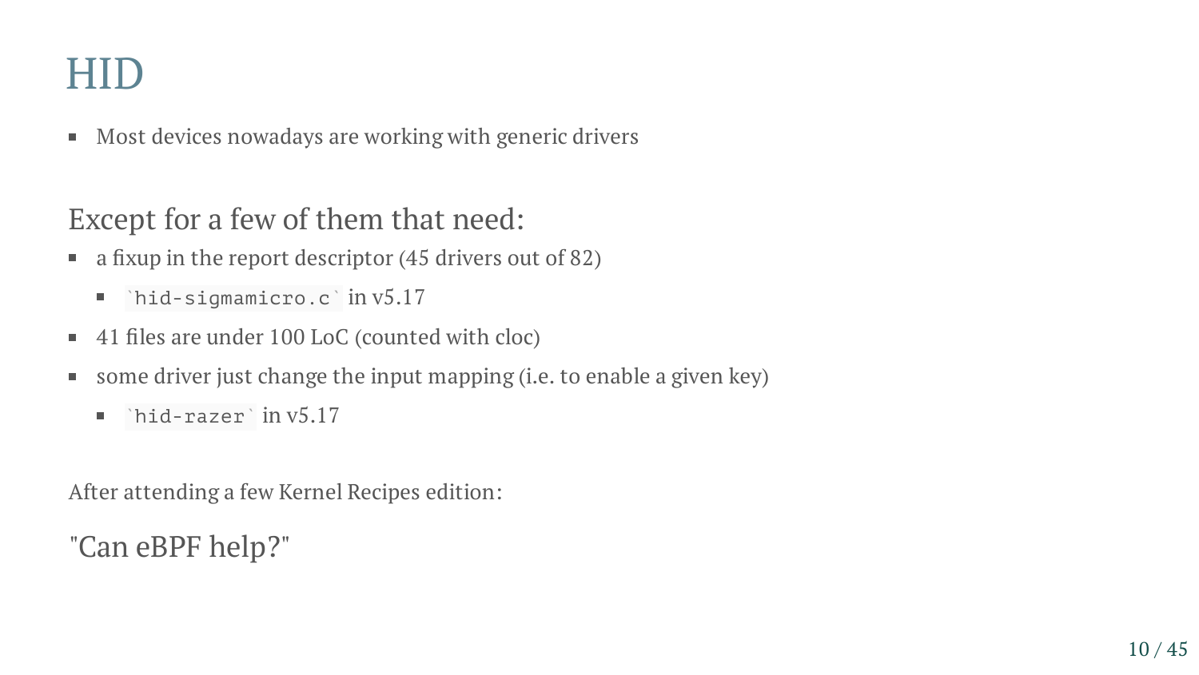# HID

- Most devices nowadays are working with generic drivers

## Except for a few of them that need:

- a fixup in the report descriptor (45 drivers out of 82)
  - `hid-sigmamicro.c` in v5.17
- 41 files are under 100 LoC (counted with cloc)
- some driver just change the input mapping (i.e. to enable a given key)
  - `hid-razer` in v5.17

After attending a few Kernel Recipes edition:

## "Can eBPF help?"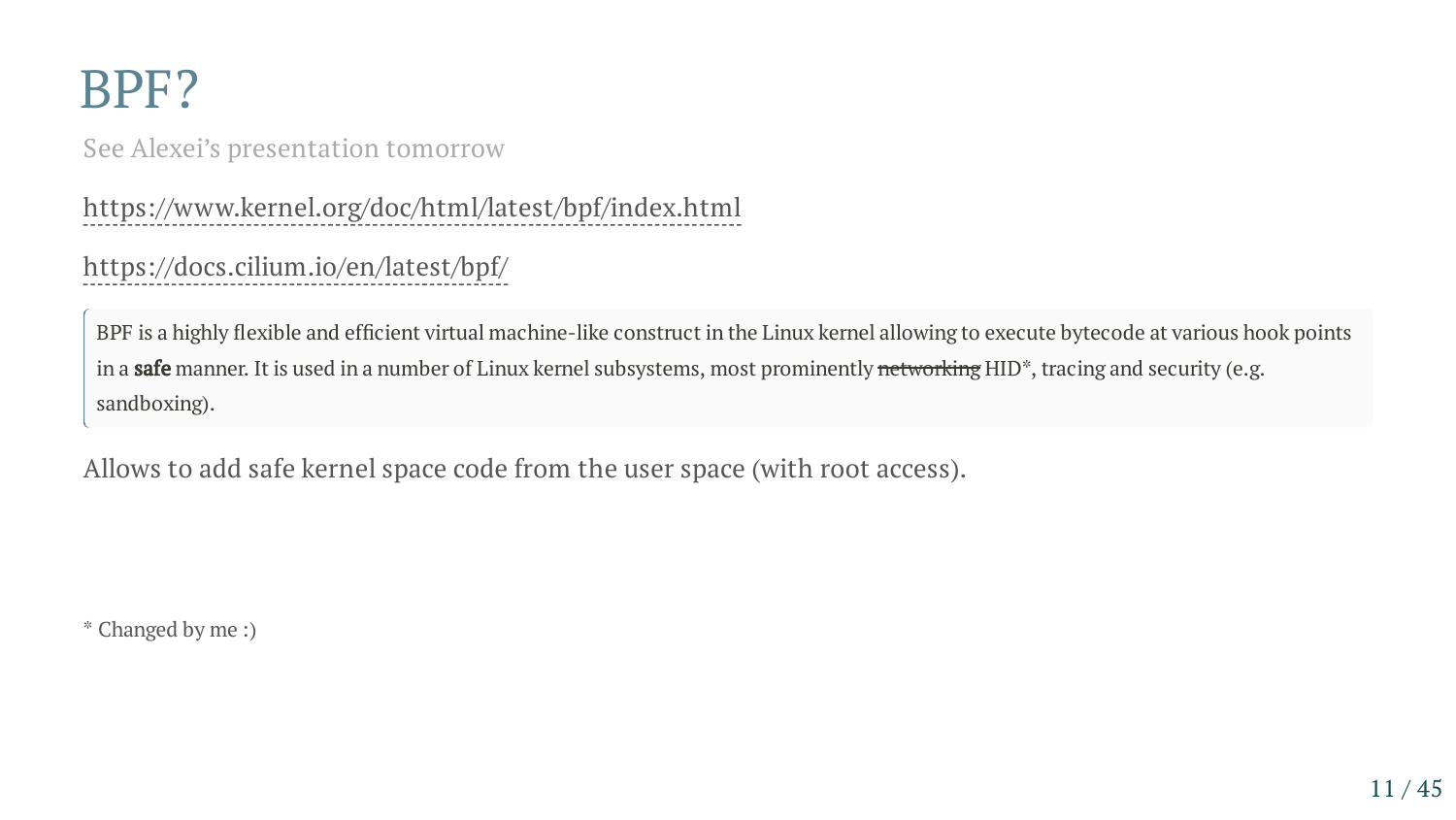# BPF?

See Alexei's presentation tomorrow

https://www.kernel.org/doc/html/latest/bpf/index.html

https://docs.cilium.io/en/latest/bpf/

> BPF is a highly flexible and efficient virtual machine-like construct in the Linux kernel allowing to execute bytecode at various hook points in a **safe** manner. It is used in a number of Linux kernel subsystems, most prominently ~~networking~~ HID*, tracing and security (e.g. sandboxing).

Allows to add safe kernel space code from the user space (with root access).

* Changed by me :)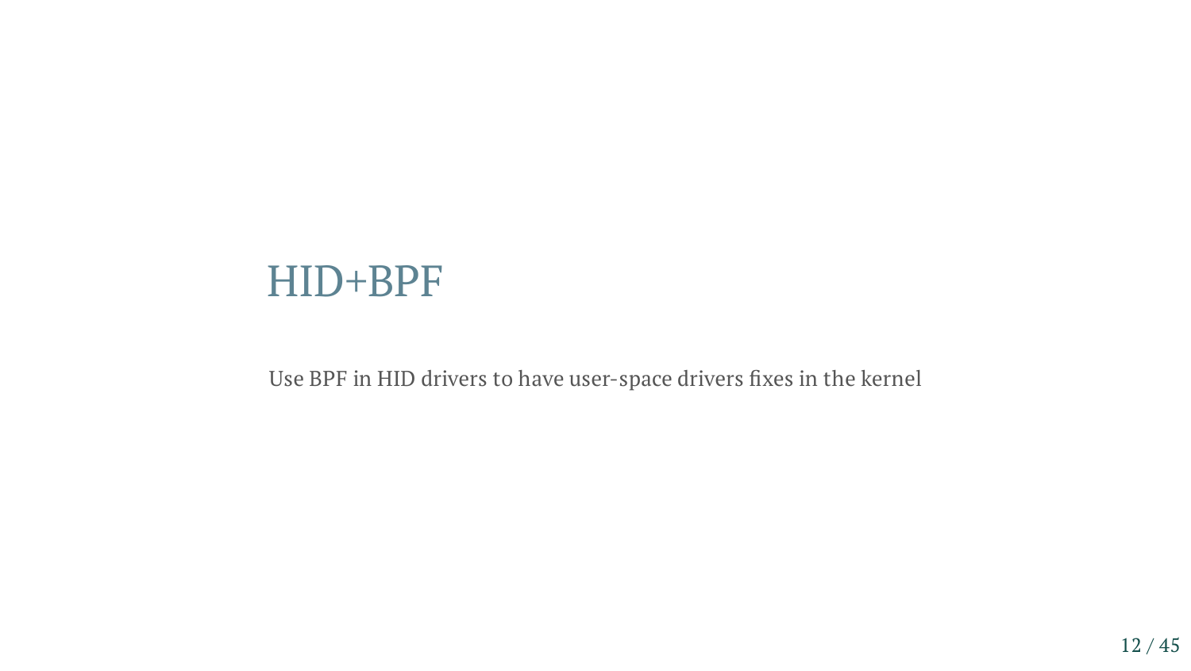# HID+BPF

Use BPF in HID drivers to have user-space drivers fixes in the kernel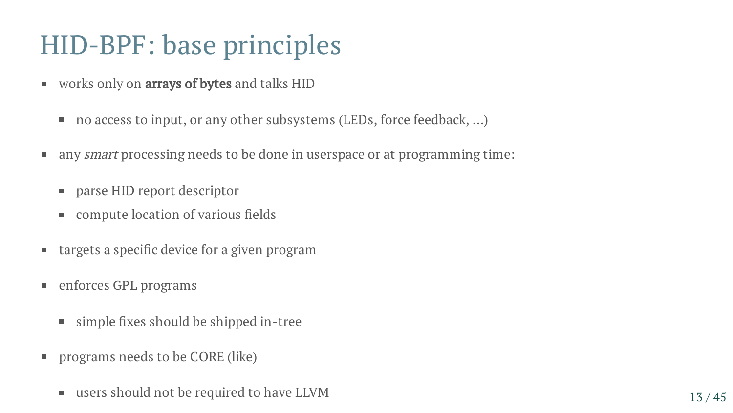# HID-BPF: base principles

- works only on **arrays of bytes** and talks HID
  - no access to input, or any other subsystems (LEDs, force feedback, ...)
- any *smart* processing needs to be done in userspace or at programming time:
  - parse HID report descriptor
  - compute location of various fields
- targets a specific device for a given program
- enforces GPL programs
  - simple fixes should be shipped in-tree
- programs needs to be CORE (like)
  - users should not be required to have LLVM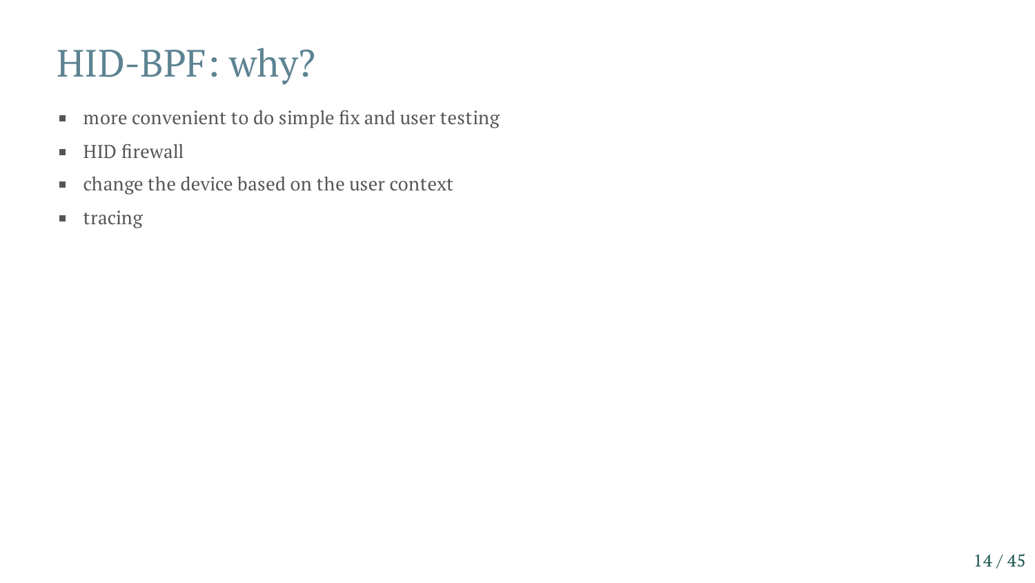# HID-BPF: why?

- more convenient to do simple fix and user testing
- HID firewall
- change the device based on the user context
- tracing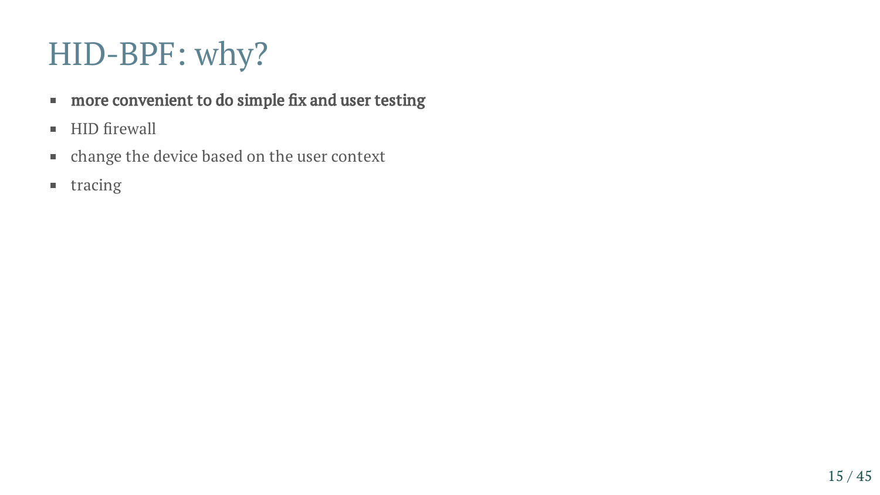# HID-BPF: why?

- **more convenient to do simple fix and user testing**
- HID firewall
- change the device based on the user context
- tracing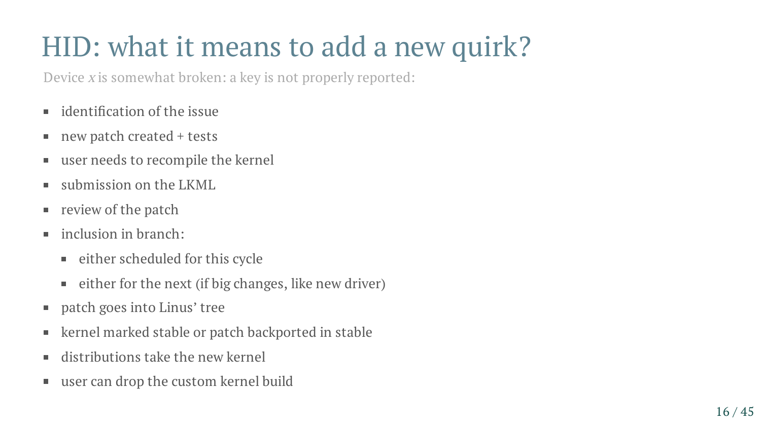# HID: what it means to add a new quirk?

Device *x* is somewhat broken: a key is not properly reported:

- identification of the issue
- new patch created + tests
- user needs to recompile the kernel
- submission on the LKML
- review of the patch
- inclusion in branch:
  - either scheduled for this cycle
  - either for the next (if big changes, like new driver)
- patch goes into Linus' tree
- kernel marked stable or patch backported in stable
- distributions take the new kernel
- user can drop the custom kernel build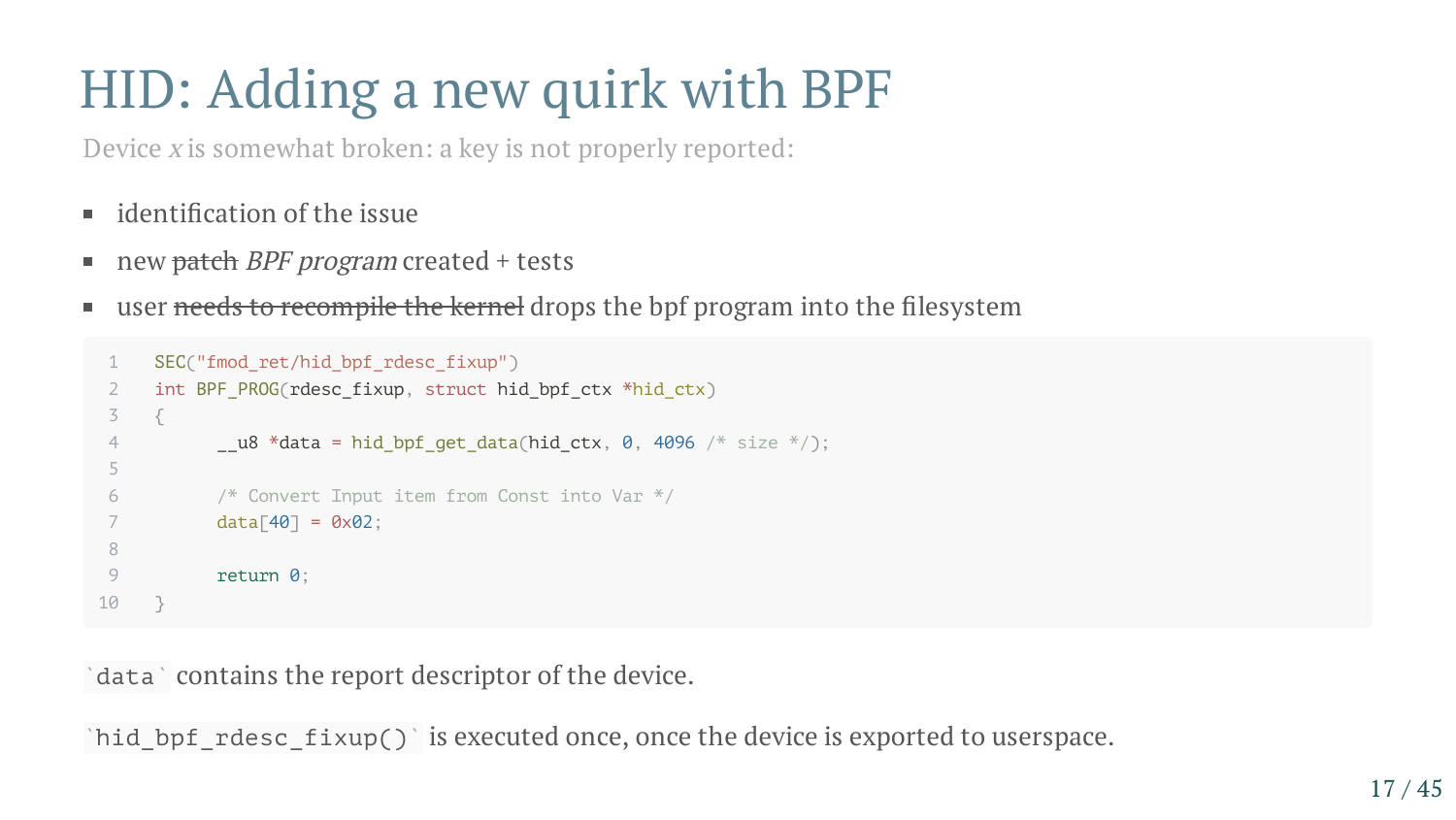# HID: Adding a new quirk with BPF

Device *x* is somewhat broken: a key is not properly reported:

- identification of the issue
- new ~~patch~~ *BPF program* created + tests
- user ~~needs to recompile the kernel~~ drops the bpf program into the filesystem

```
SEC("fmod_ret/hid_bpf_rdesc_fixup")
int BPF_PROG(rdesc_fixup, struct hid_bpf_ctx *hid_ctx)
{
	__u8 *data = hid_bpf_get_data(hid_ctx, 0, 4096 /* size */);

	/* Convert Input item from Const into Var */
	data[40] = 0x02;

	return 0;
}
```

`data` contains the report descriptor of the device.

`hid_bpf_rdesc_fixup()` is executed once, once the device is exported to userspace.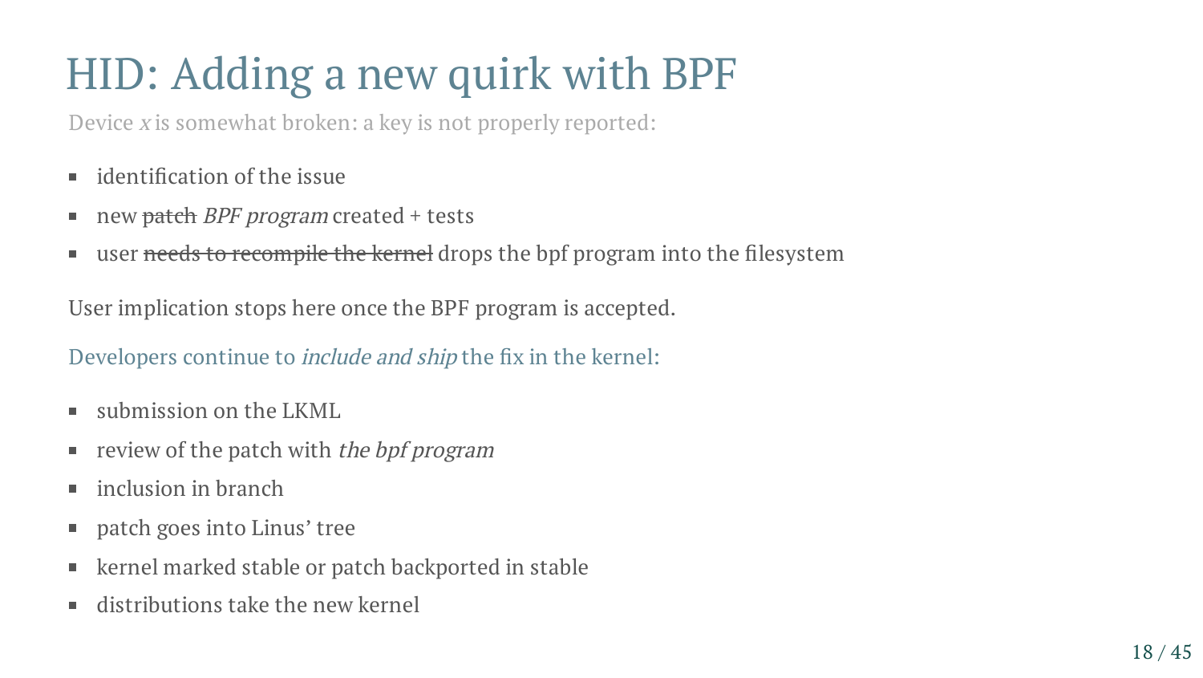# HID: Adding a new quirk with BPF

Device *x* is somewhat broken: a key is not properly reported:

- identification of the issue
- new ~~patch~~ *BPF program* created + tests
- user ~~needs to recompile the kernel~~ drops the bpf program into the filesystem

User implication stops here once the BPF program is accepted.

Developers continue to *include and ship* the fix in the kernel:

- submission on the LKML
- review of the patch with *the bpf program*
- inclusion in branch
- patch goes into Linus' tree
- kernel marked stable or patch backported in stable
- distributions take the new kernel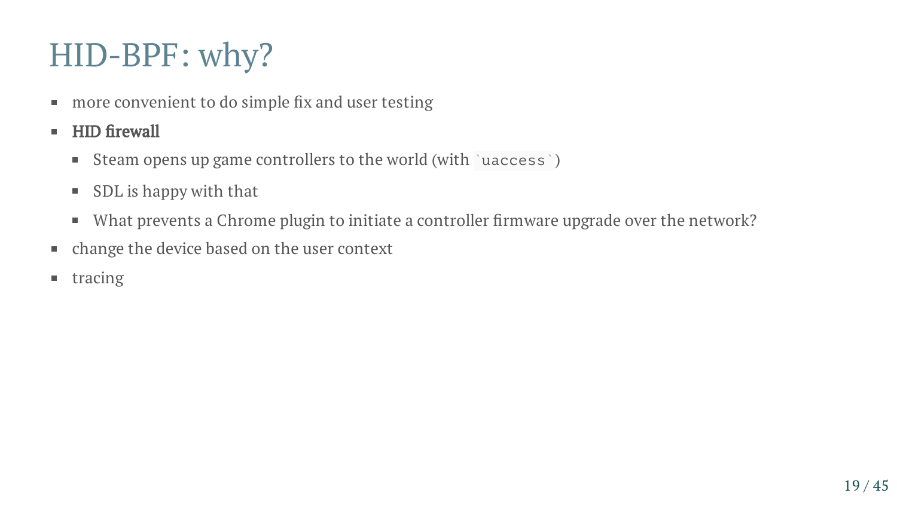# HID-BPF: why?

- more convenient to do simple fix and user testing
- **HID firewall**
  - Steam opens up game controllers to the world (with `uaccess`)
  - SDL is happy with that
  - What prevents a Chrome plugin to initiate a controller firmware upgrade over the network?
- change the device based on the user context
- tracing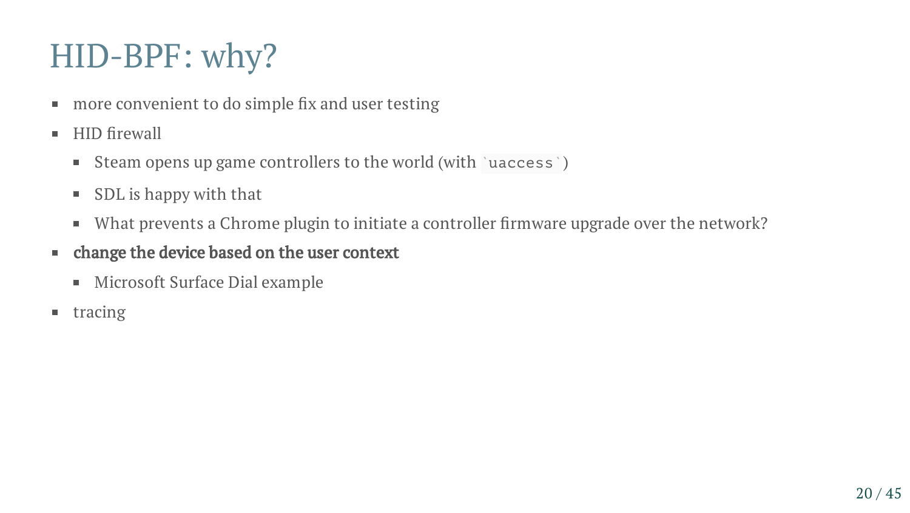# HID-BPF: why?

- more convenient to do simple fix and user testing
- HID firewall
  - Steam opens up game controllers to the world (with `` `uaccess` ``)
  - SDL is happy with that
  - What prevents a Chrome plugin to initiate a controller firmware upgrade over the network?
- **change the device based on the user context**
  - Microsoft Surface Dial example
- tracing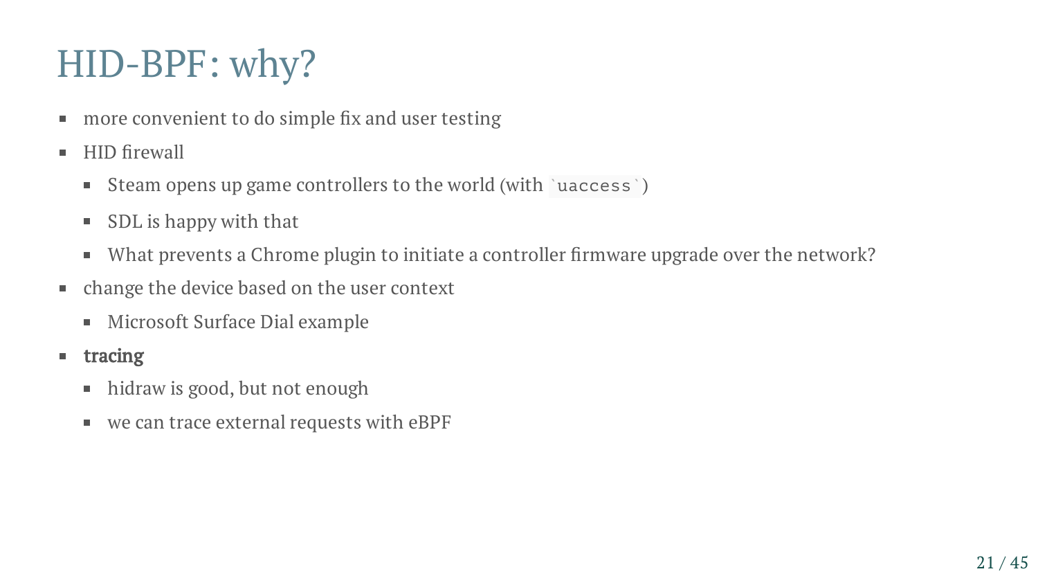# HID-BPF: why?

- more convenient to do simple fix and user testing
- HID firewall
  - Steam opens up game controllers to the world (with `uaccess`)
  - SDL is happy with that
  - What prevents a Chrome plugin to initiate a controller firmware upgrade over the network?
- change the device based on the user context
  - Microsoft Surface Dial example
- **tracing**
  - hidraw is good, but not enough
  - we can trace external requests with eBPF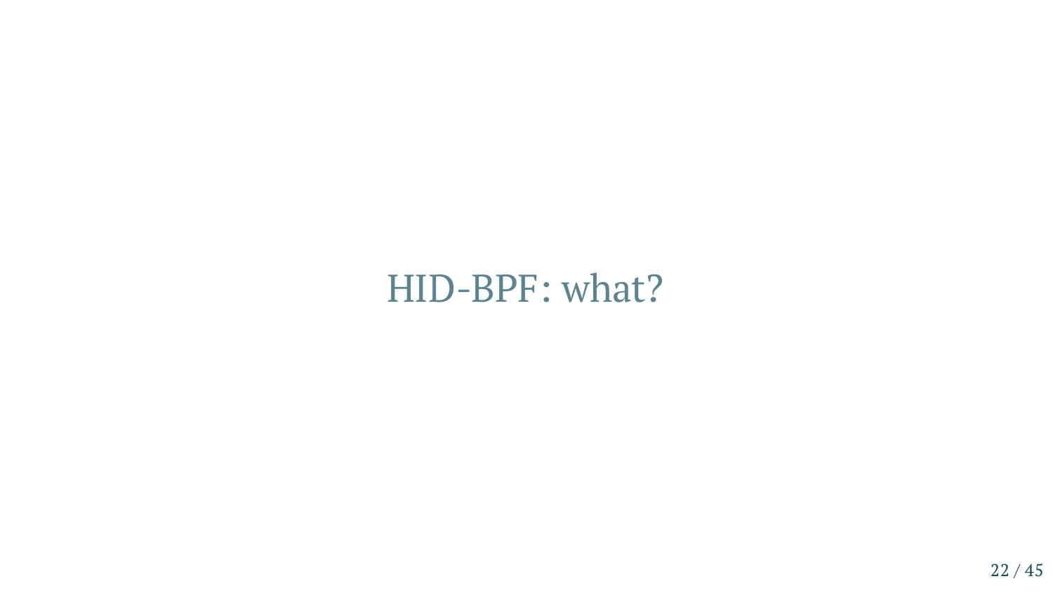# HID-BPF: what?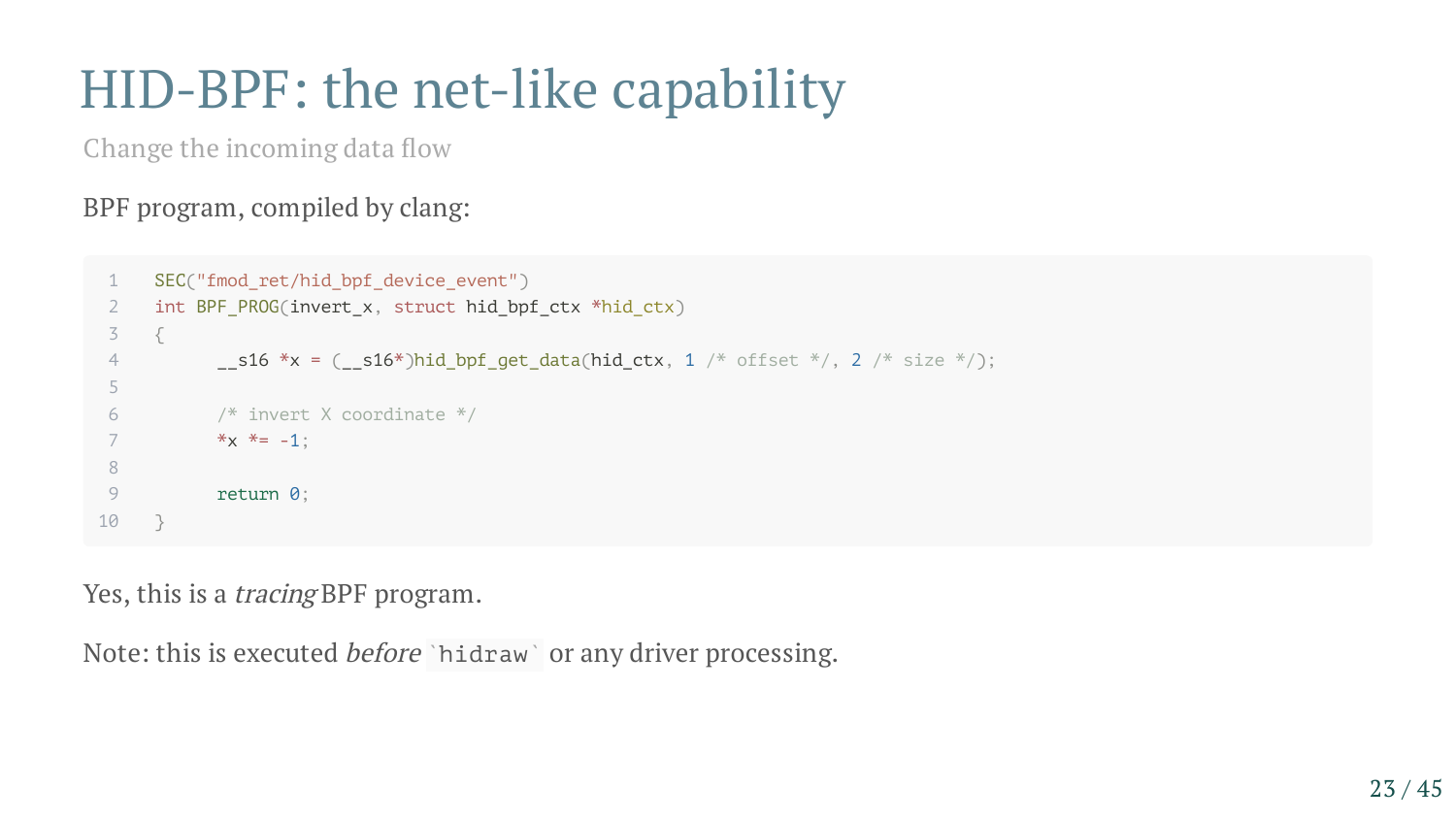# HID-BPF: the net-like capability

Change the incoming data flow

BPF program, compiled by clang:

```
SEC("fmod_ret/hid_bpf_device_event")
int BPF_PROG(invert_x, struct hid_bpf_ctx *hid_ctx)
{
	__s16 *x = (__s16*)hid_bpf_get_data(hid_ctx, 1 /* offset */, 2 /* size */);

	/* invert X coordinate */
	*x *= -1;

	return 0;
}
```

Yes, this is a *tracing* BPF program.

Note: this is executed *before* `hidraw` or any driver processing.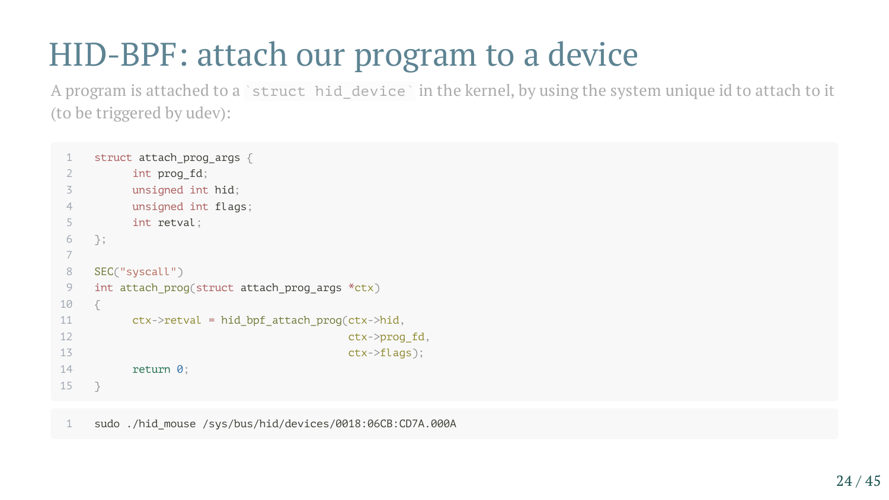# HID-BPF: attach our program to a device

A program is attached to a `struct hid_device` in the kernel, by using the system unique id to attach to it (to be triggered by udev):

```c
struct attach_prog_args {
	int prog_fd;
	unsigned int hid;
	unsigned int flags;
	int retval;
};

SEC("syscall")
int attach_prog(struct attach_prog_args *ctx)
{
	ctx->retval = hid_bpf_attach_prog(ctx->hid,
					  ctx->prog_fd,
					  ctx->flags);
	return 0;
}
```

```
sudo ./hid_mouse /sys/bus/hid/devices/0018:06CB:CD7A.000A
```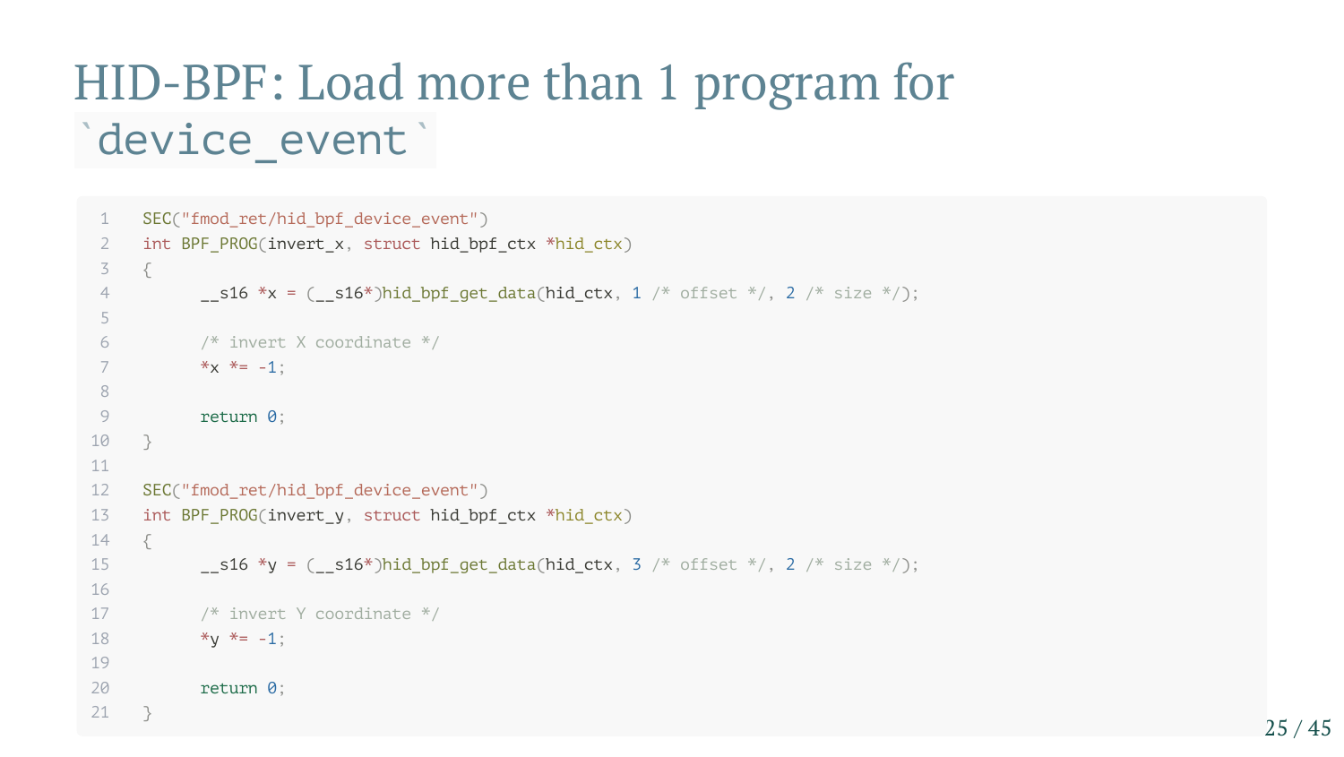# HID-BPF: Load more than 1 program for `device_event`

```c
SEC("fmod_ret/hid_bpf_device_event")
int BPF_PROG(invert_x, struct hid_bpf_ctx *hid_ctx)
{
	__s16 *x = (__s16*)hid_bpf_get_data(hid_ctx, 1 /* offset */, 2 /* size */);

	/* invert X coordinate */
	*x *= -1;

	return 0;
}

SEC("fmod_ret/hid_bpf_device_event")
int BPF_PROG(invert_y, struct hid_bpf_ctx *hid_ctx)
{
	__s16 *y = (__s16*)hid_bpf_get_data(hid_ctx, 3 /* offset */, 2 /* size */);

	/* invert Y coordinate */
	*y *= -1;

	return 0;
}
```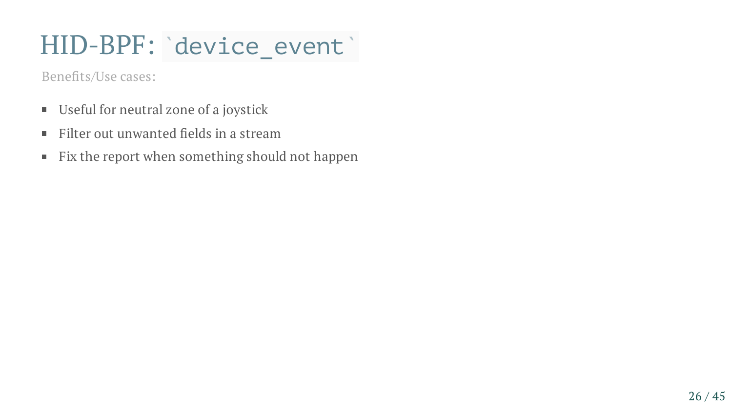# HID-BPF: `device_event`

Benefits/Use cases:

- Useful for neutral zone of a joystick
- Filter out unwanted fields in a stream
- Fix the report when something should not happen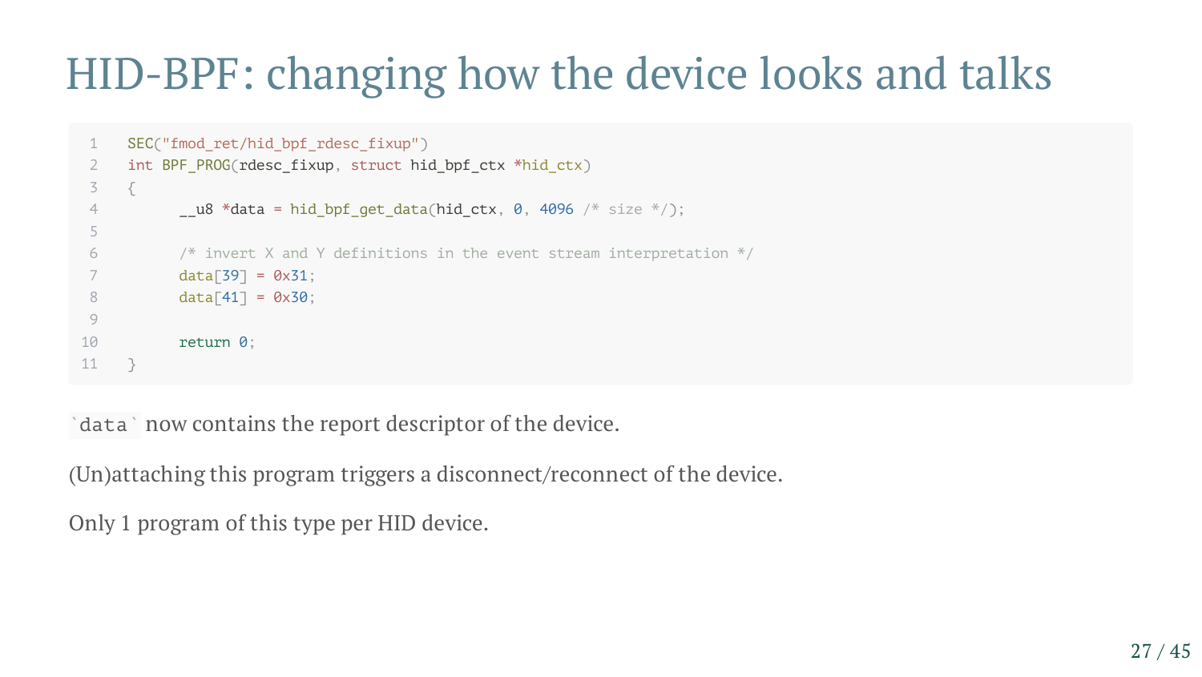# HID-BPF: changing how the device looks and talks

```c
SEC("fmod_ret/hid_bpf_rdesc_fixup")
int BPF_PROG(rdesc_fixup, struct hid_bpf_ctx *hid_ctx)
{
	__u8 *data = hid_bpf_get_data(hid_ctx, 0, 4096 /* size */);

	/* invert X and Y definitions in the event stream interpretation */
	data[39] = 0x31;
	data[41] = 0x30;

	return 0;
}
```

`data` now contains the report descriptor of the device.

(Un)attaching this program triggers a disconnect/reconnect of the device.

Only 1 program of this type per HID device.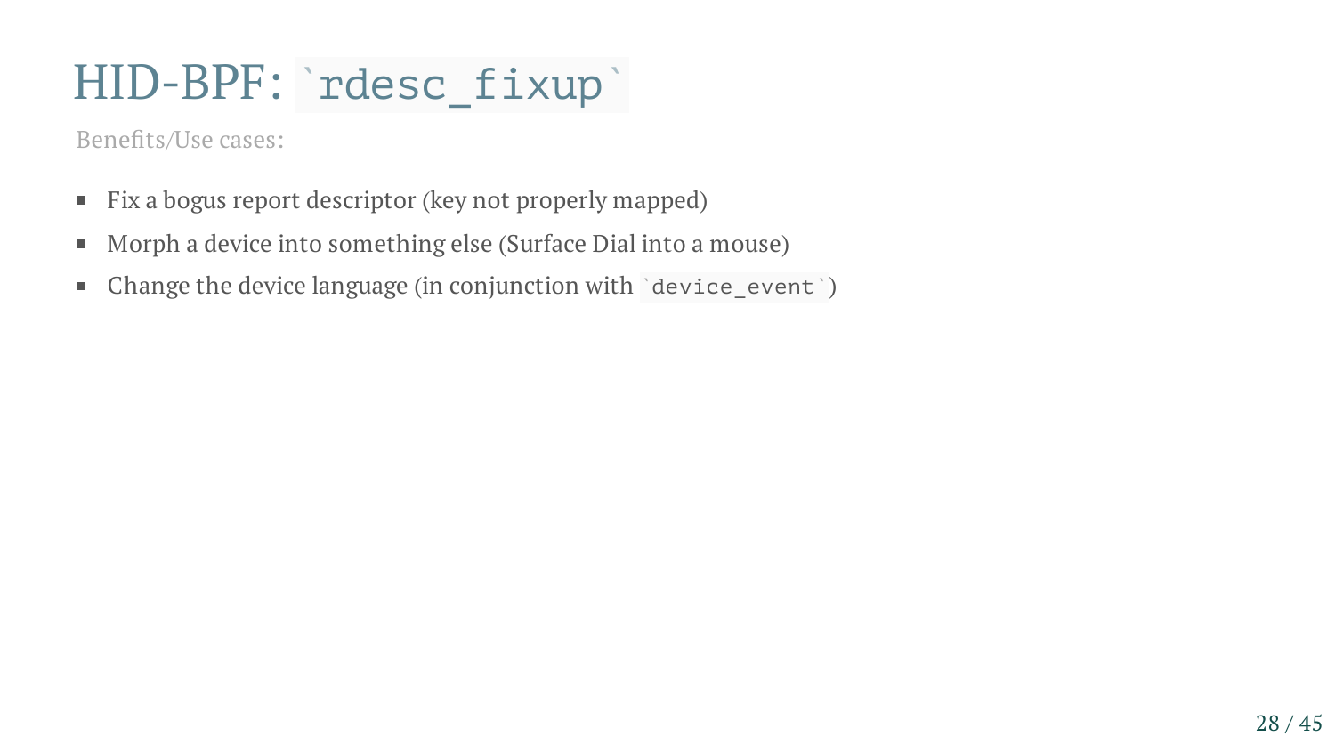# HID-BPF: `rdesc_fixup`

Benefits/Use cases:

- Fix a bogus report descriptor (key not properly mapped)
- Morph a device into something else (Surface Dial into a mouse)
- Change the device language (in conjunction with `device_event`)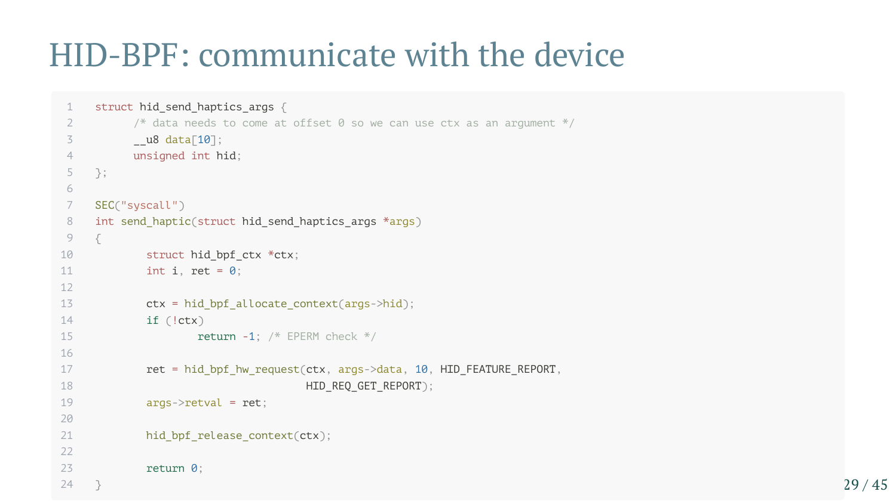# HID-BPF: communicate with the device

```c
struct hid_send_haptics_args {
      /* data needs to come at offset 0 so we can use ctx as an argument */
      __u8 data[10];
      unsigned int hid;
};

SEC("syscall")
int send_haptic(struct hid_send_haptics_args *args)
{
        struct hid_bpf_ctx *ctx;
        int i, ret = 0;

        ctx = hid_bpf_allocate_context(args->hid);
        if (!ctx)
                return -1; /* EPERM check */

        ret = hid_bpf_hw_request(ctx, args->data, 10, HID_FEATURE_REPORT,
                                 HID_REQ_GET_REPORT);
        args->retval = ret;

        hid_bpf_release_context(ctx);

        return 0;
}
```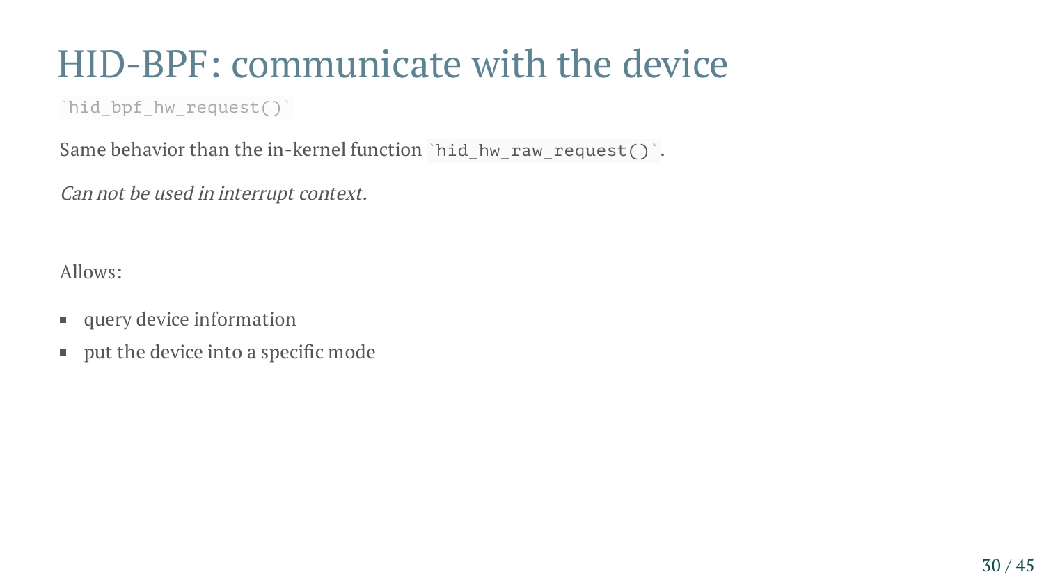# HID-BPF: communicate with the device

`hid_bpf_hw_request()`

Same behavior than the in-kernel function `hid_hw_raw_request()`.

*Can not be used in interrupt context.*

Allows:

- query device information
- put the device into a specific mode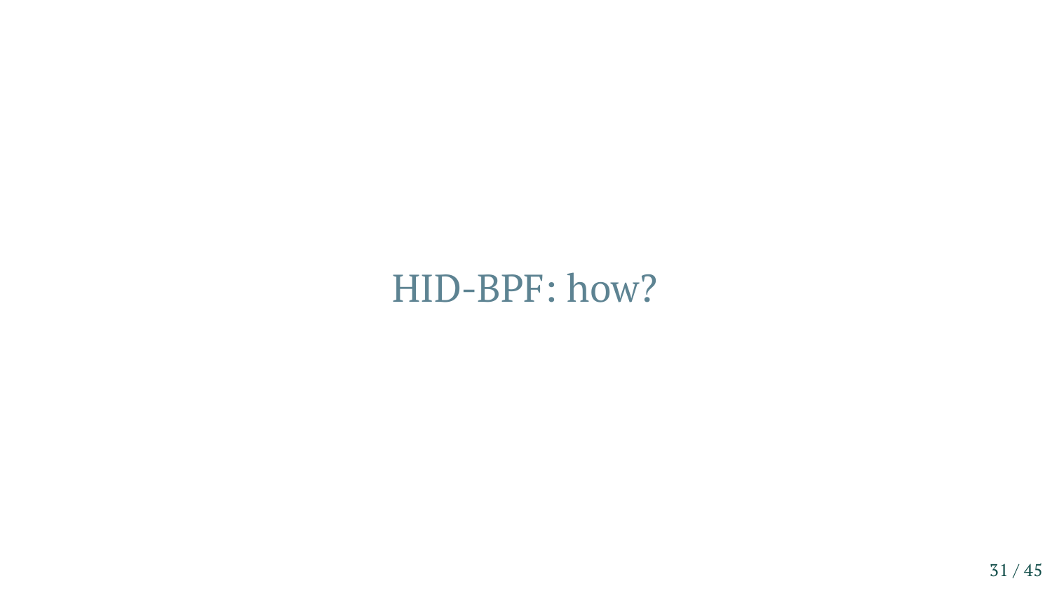# HID-BPF: how?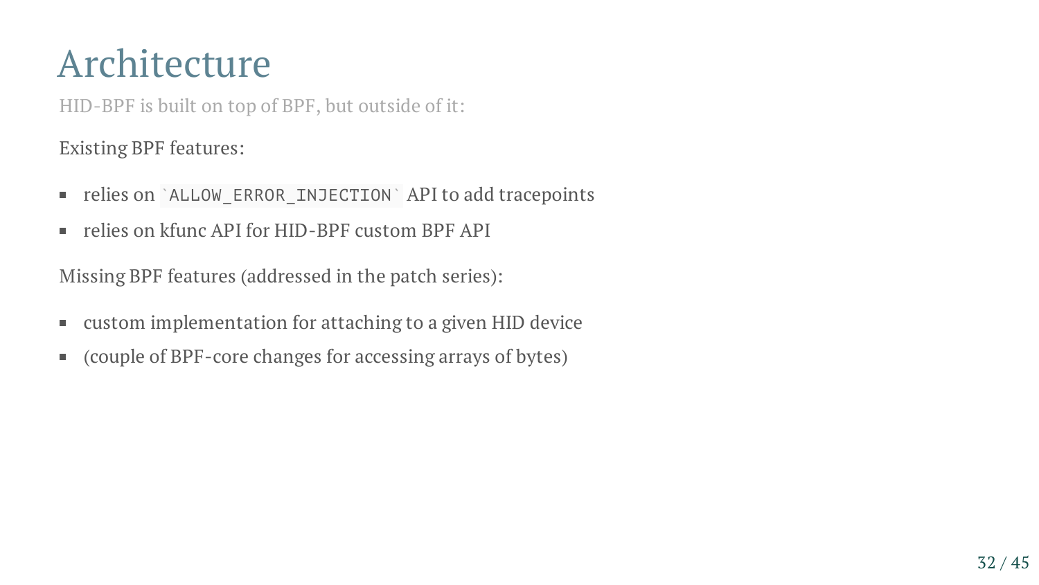# Architecture

HID-BPF is built on top of BPF, but outside of it:

Existing BPF features:

- relies on `ALLOW_ERROR_INJECTION` API to add tracepoints
- relies on kfunc API for HID-BPF custom BPF API

Missing BPF features (addressed in the patch series):

- custom implementation for attaching to a given HID device
- (couple of BPF-core changes for accessing arrays of bytes)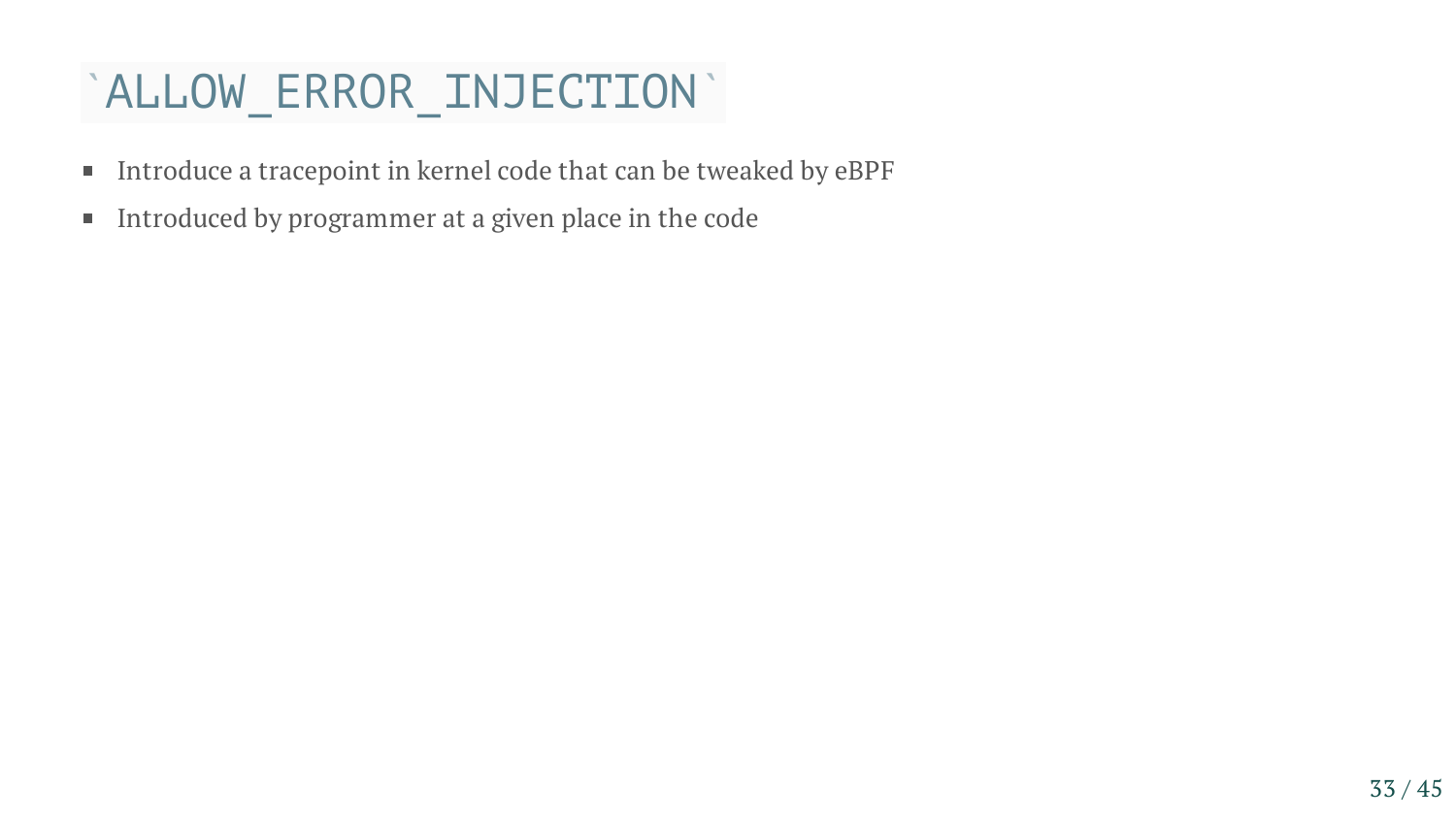# `ALLOW_ERROR_INJECTION`

- Introduce a tracepoint in kernel code that can be tweaked by eBPF
- Introduced by programmer at a given place in the code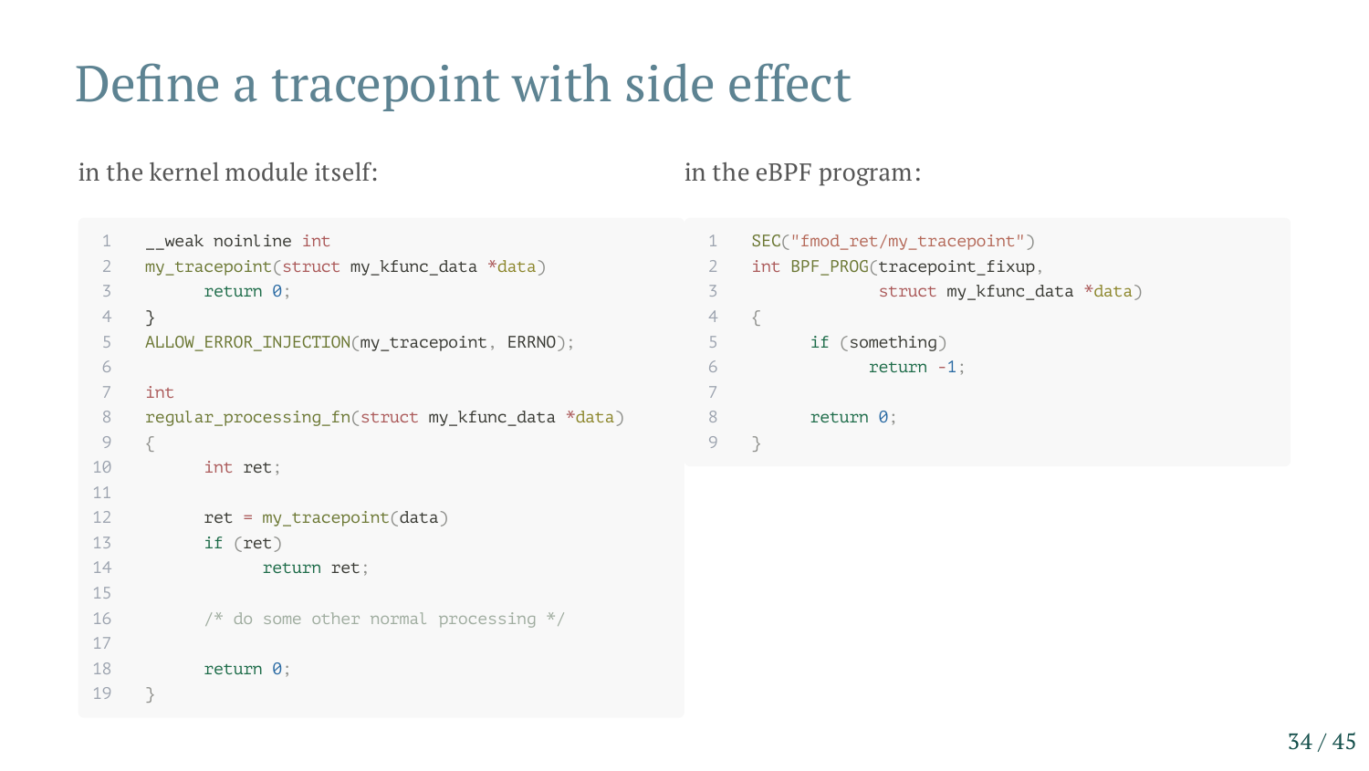# Define a tracepoint with side effect

in the kernel module itself:

```c
__weak noinline int
my_tracepoint(struct my_kfunc_data *data)
	return 0;
}
ALLOW_ERROR_INJECTION(my_tracepoint, ERRNO);

int
regular_processing_fn(struct my_kfunc_data *data)
{
	int ret;

	ret = my_tracepoint(data)
	if (ret)
		return ret;

	/* do some other normal processing */

	return 0;
}
```

in the eBPF program:

```c
SEC("fmod_ret/my_tracepoint")
int BPF_PROG(tracepoint_fixup,
	     struct my_kfunc_data *data)
{
	if (something)
		return -1;

	return 0;
}
```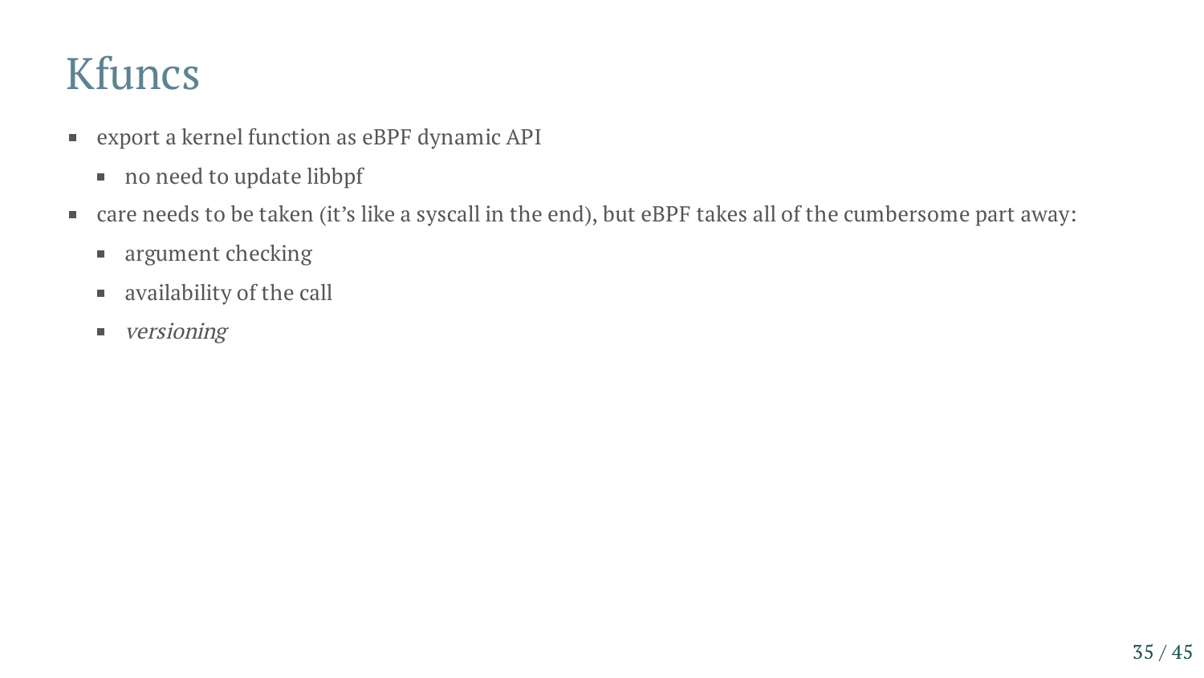# Kfuncs

- export a kernel function as eBPF dynamic API
  - no need to update libbpf
- care needs to be taken (it's like a syscall in the end), but eBPF takes all of the cumbersome part away:
  - argument checking
  - availability of the call
  - *versioning*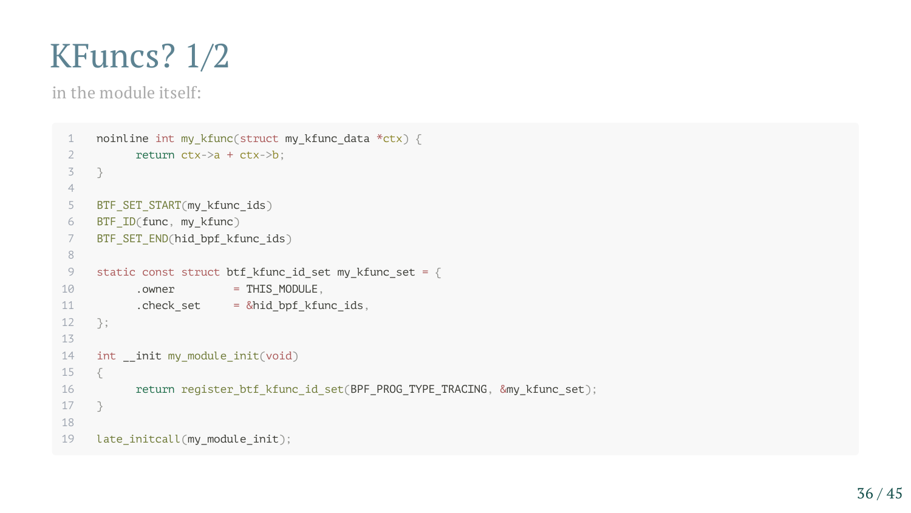# KFuncs? 1/2

in the module itself:

```c
noinline int my_kfunc(struct my_kfunc_data *ctx) {
	return ctx->a + ctx->b;
}

BTF_SET_START(my_kfunc_ids)
BTF_ID(func, my_kfunc)
BTF_SET_END(hid_bpf_kfunc_ids)

static const struct btf_kfunc_id_set my_kfunc_set = {
	.owner         = THIS_MODULE,
	.check_set     = &hid_bpf_kfunc_ids,
};

int __init my_module_init(void)
{
	return register_btf_kfunc_id_set(BPF_PROG_TYPE_TRACING, &my_kfunc_set);
}

late_initcall(my_module_init);
```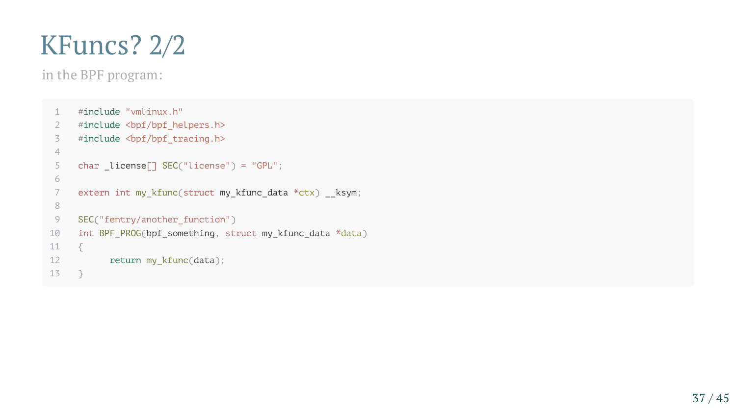# KFuncs? 2/2

in the BPF program:

```c
#include "vmlinux.h"
#include <bpf/bpf_helpers.h>
#include <bpf/bpf_tracing.h>

char _license[] SEC("license") = "GPL";

extern int my_kfunc(struct my_kfunc_data *ctx) __ksym;

SEC("fentry/another_function")
int BPF_PROG(bpf_something, struct my_kfunc_data *data)
{
        return my_kfunc(data);
}
```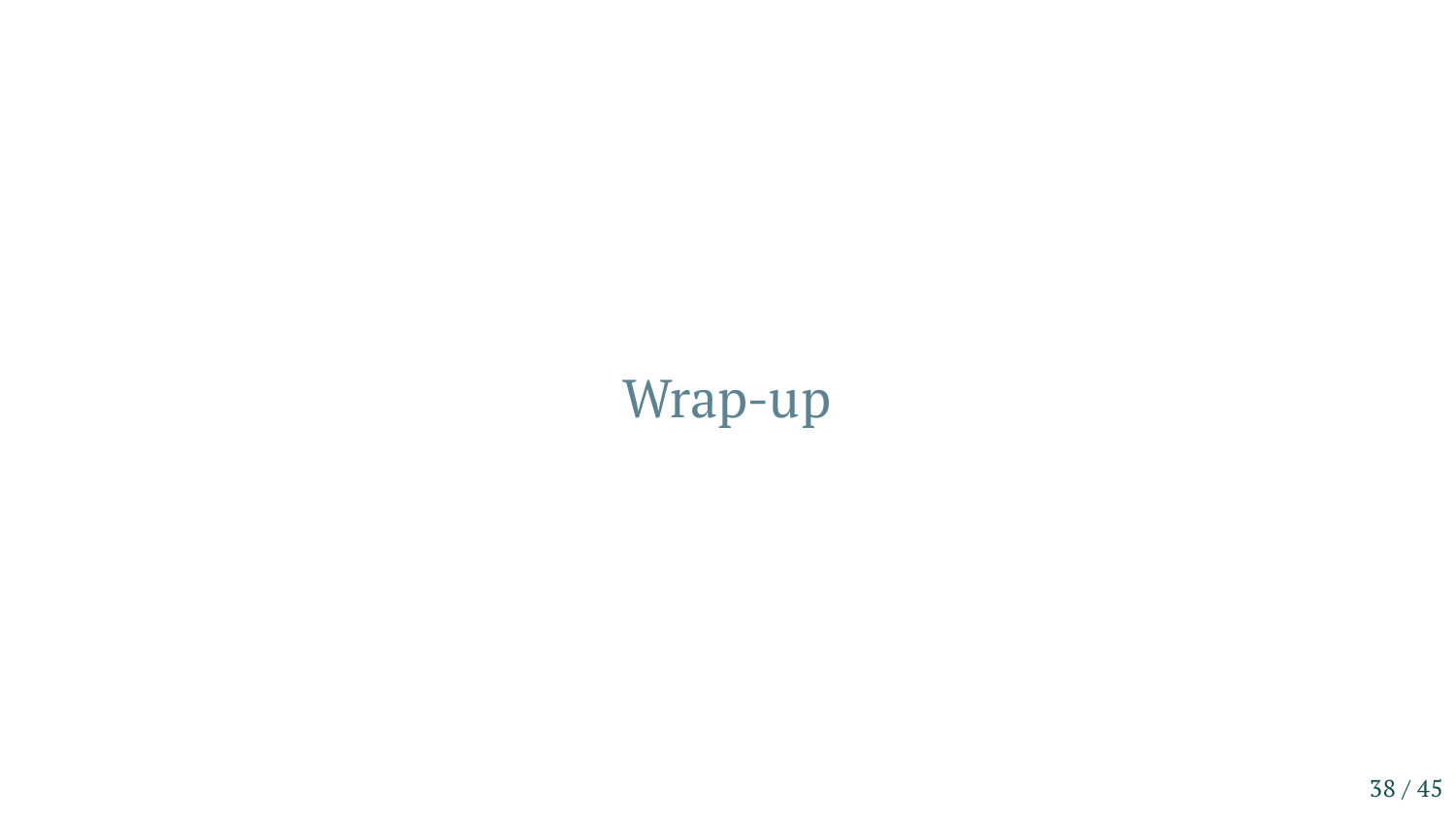# Wrap-up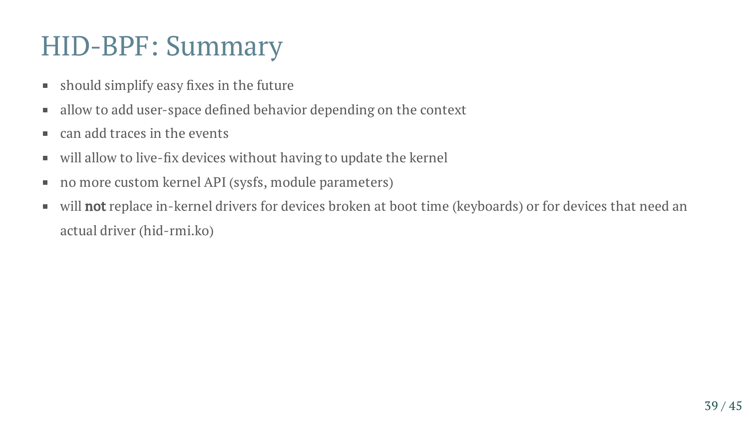# HID-BPF: Summary

- should simplify easy fixes in the future
- allow to add user-space defined behavior depending on the context
- can add traces in the events
- will allow to live-fix devices without having to update the kernel
- no more custom kernel API (sysfs, module parameters)
- will **not** replace in-kernel drivers for devices broken at boot time (keyboards) or for devices that need an actual driver (hid-rmi.ko)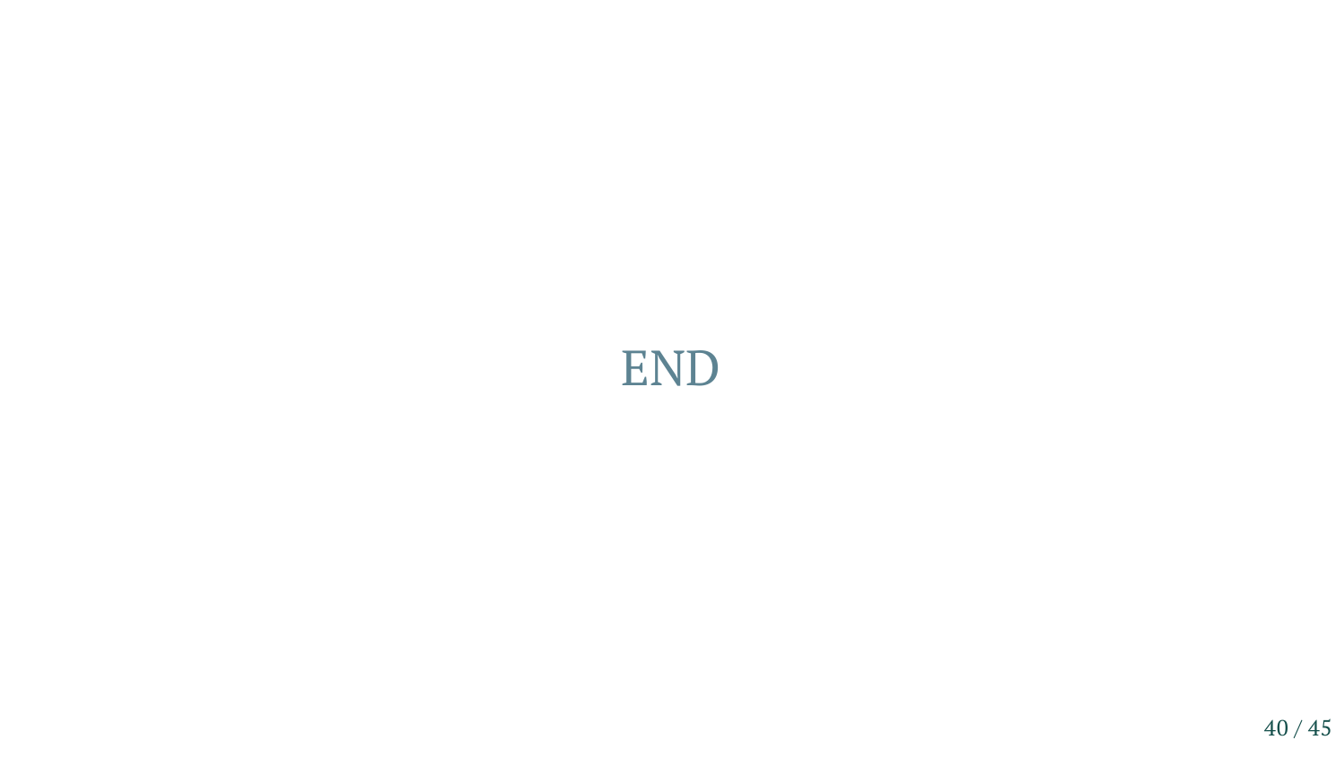END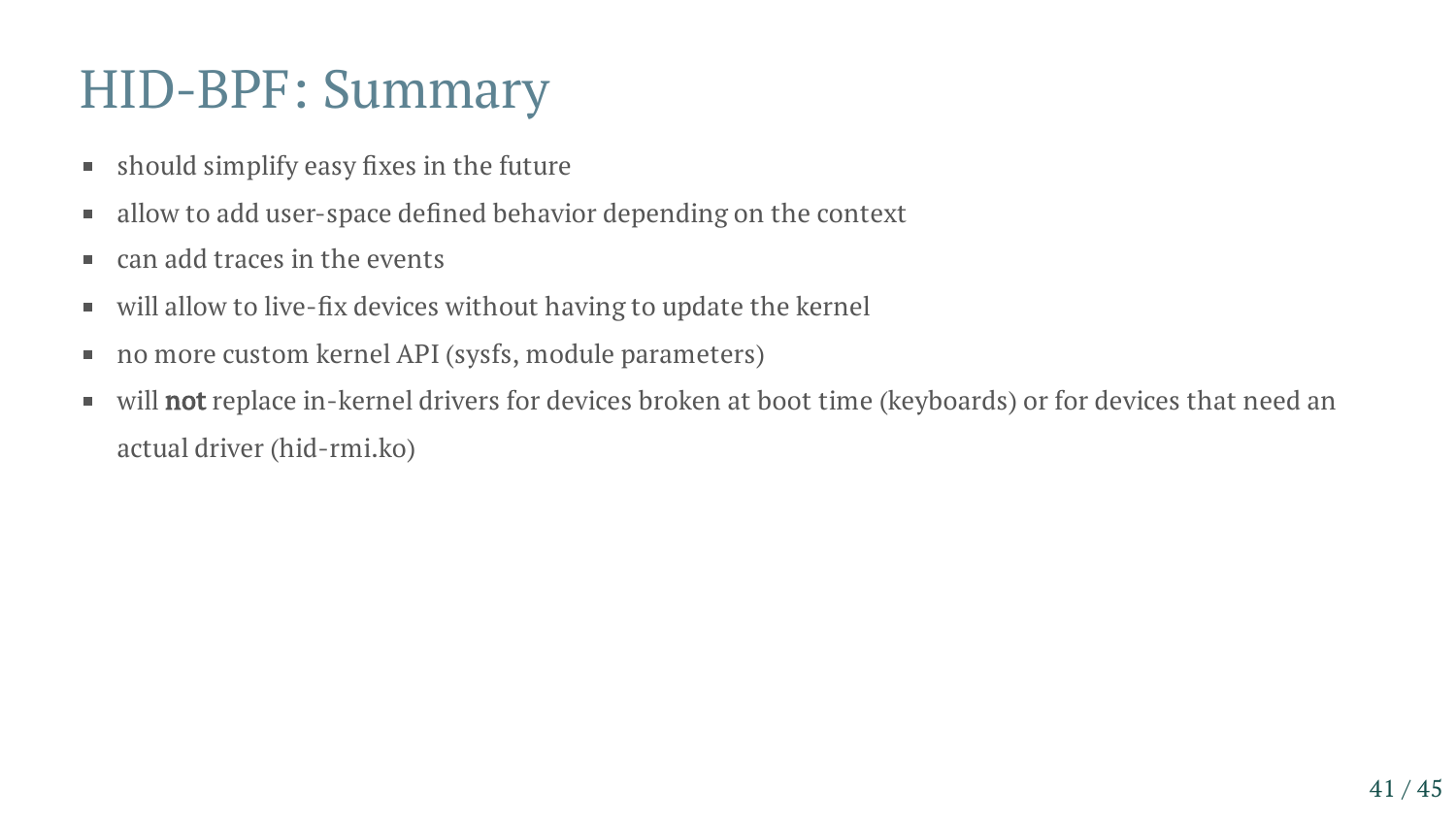# HID-BPF: Summary

- should simplify easy fixes in the future
- allow to add user-space defined behavior depending on the context
- can add traces in the events
- will allow to live-fix devices without having to update the kernel
- no more custom kernel API (sysfs, module parameters)
- will **not** replace in-kernel drivers for devices broken at boot time (keyboards) or for devices that need an actual driver (hid-rmi.ko)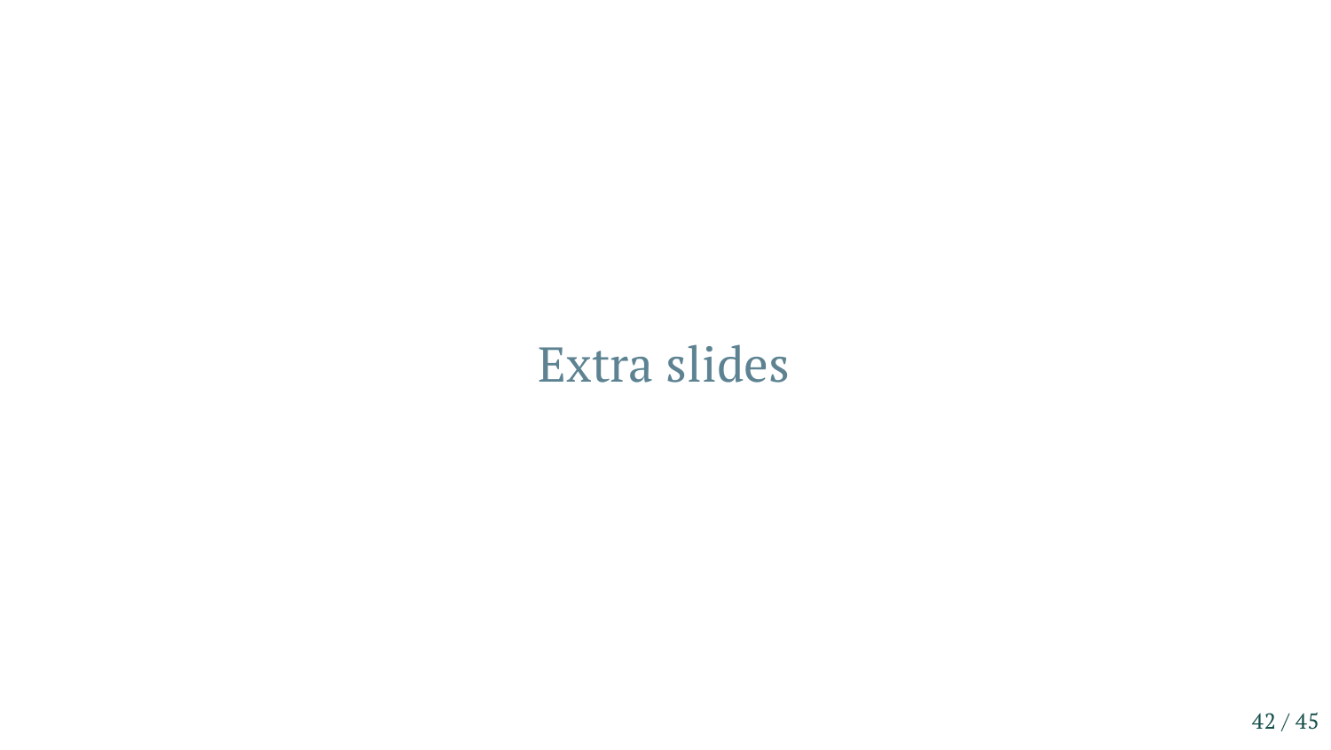# Extra slides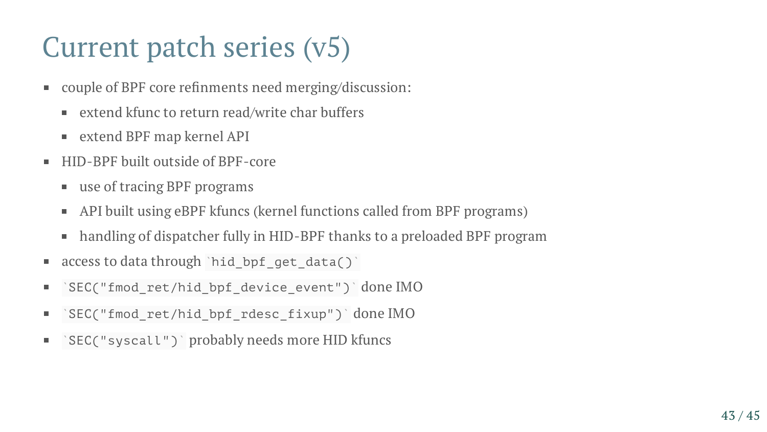# Current patch series (v5)

- couple of BPF core refinments need merging/discussion:
  - extend kfunc to return read/write char buffers
  - extend BPF map kernel API
- HID-BPF built outside of BPF-core
  - use of tracing BPF programs
  - API built using eBPF kfuncs (kernel functions called from BPF programs)
  - handling of dispatcher fully in HID-BPF thanks to a preloaded BPF program
- access to data through `hid_bpf_get_data()`
- `SEC("fmod_ret/hid_bpf_device_event")` done IMO
- `SEC("fmod_ret/hid_bpf_rdesc_fixup")` done IMO
- `SEC("syscall")` probably needs more HID kfuncs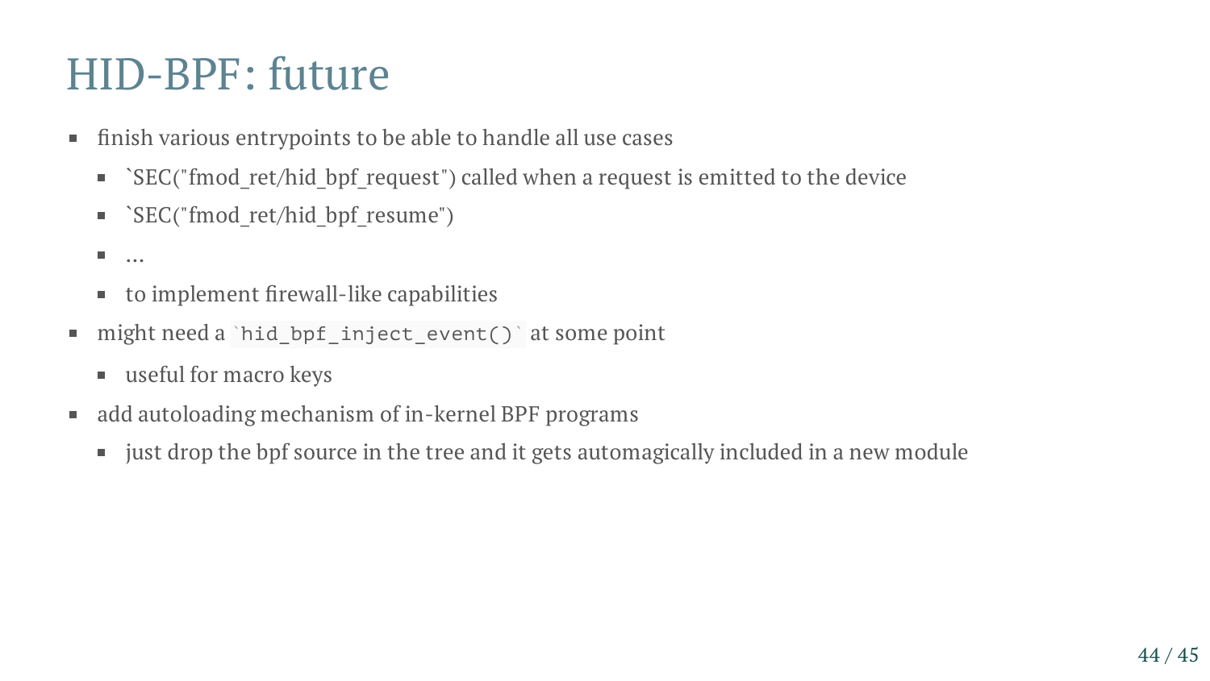# HID-BPF: future

- finish various entrypoints to be able to handle all use cases
  - `SEC("fmod_ret/hid_bpf_request") called when a request is emitted to the device
  - `SEC("fmod_ret/hid_bpf_resume")
  - …
  - to implement firewall-like capabilities
- might need a `hid_bpf_inject_event()` at some point
  - useful for macro keys
- add autoloading mechanism of in-kernel BPF programs
  - just drop the bpf source in the tree and it gets automagically included in a new module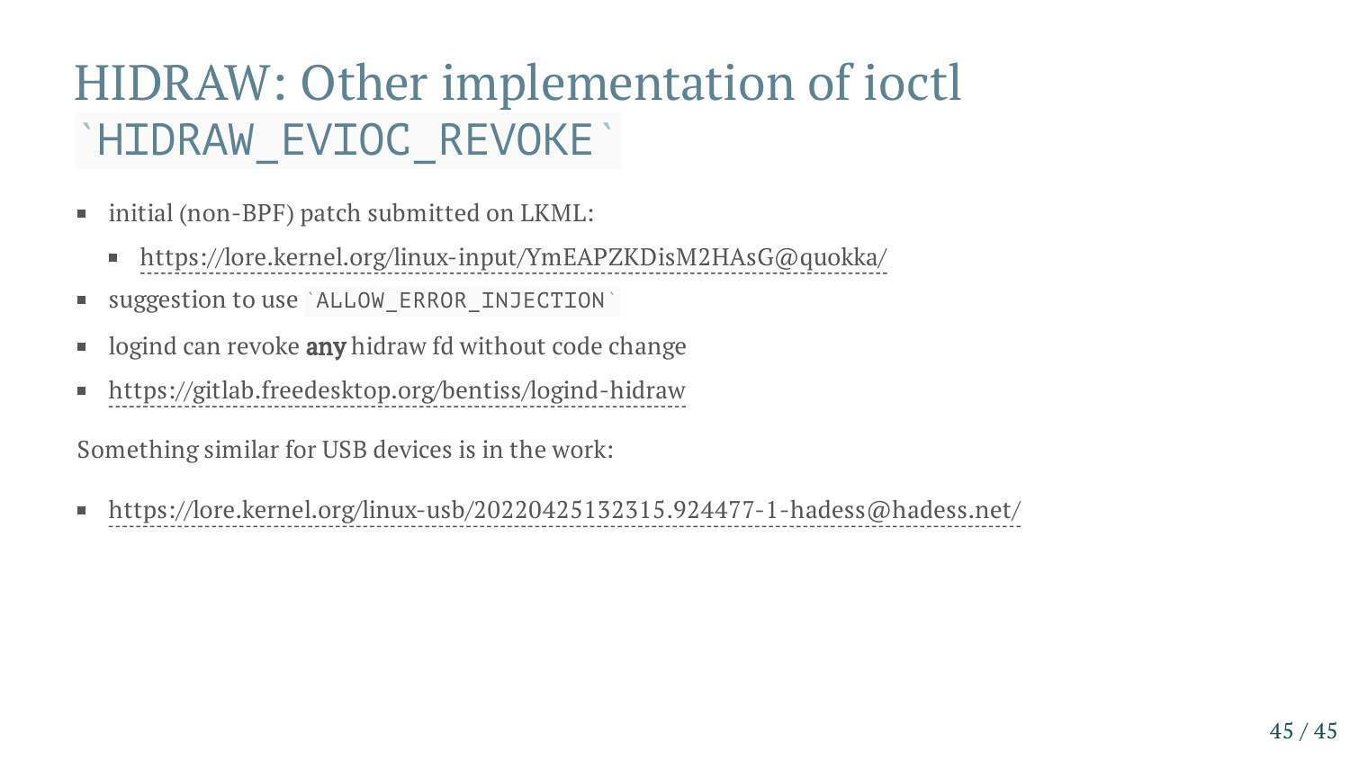# HIDRAW: Other implementation of ioctl `HIDRAW_EVIOC_REVOKE`

- initial (non-BPF) patch submitted on LKML:
  - https://lore.kernel.org/linux-input/YmEAPZKDisM2HAsG@quokka/
- suggestion to use `ALLOW_ERROR_INJECTION`
- logind can revoke **any** hidraw fd without code change
- https://gitlab.freedesktop.org/bentiss/logind-hidraw

Something similar for USB devices is in the work:

- https://lore.kernel.org/linux-usb/20220425132315.924477-1-hadess@hadess.net/